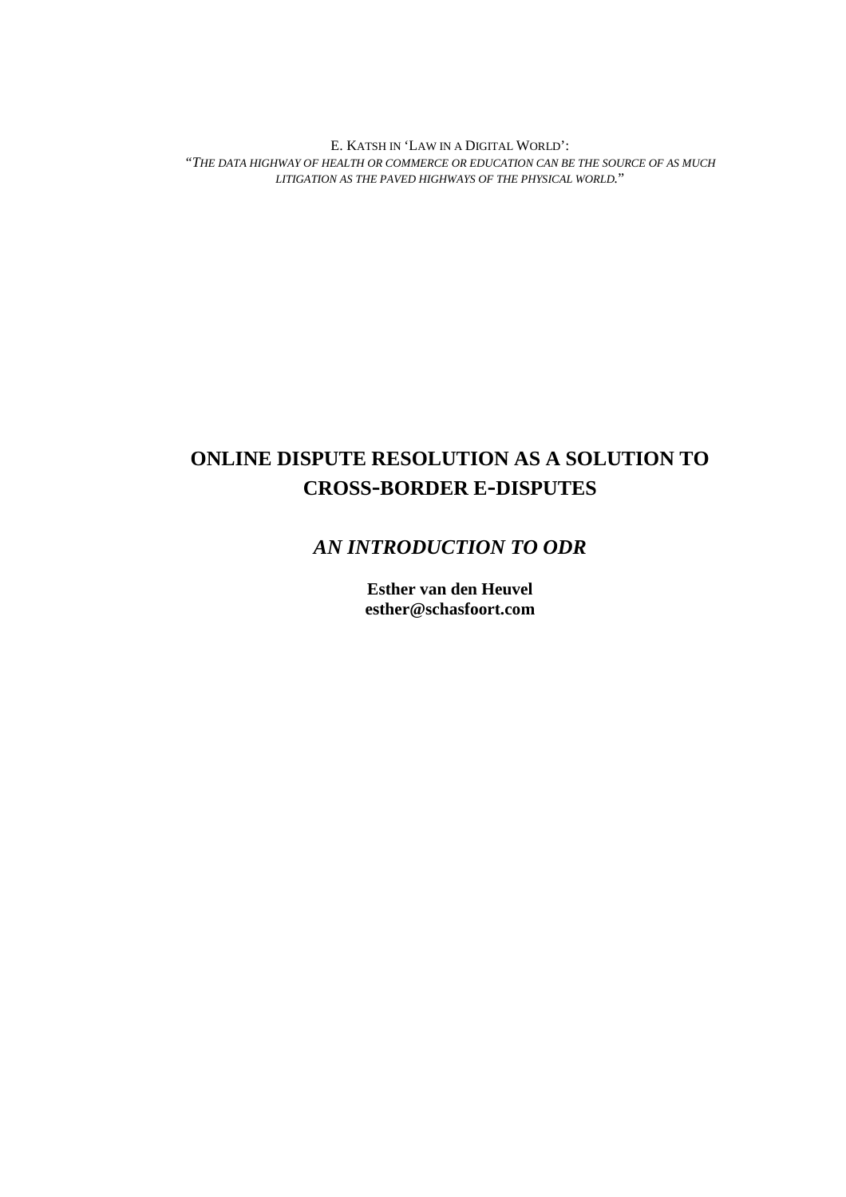E. KATSH IN 'LAW IN A DIGITAL WORLD':

*"THE DATA HIGHWAY OF HEALTH OR COMMERCE OR EDUCATION CAN BE THE SOURCE OF AS MUCH LITIGATION AS THE PAVED HIGHWAYS OF THE PHYSICAL WORLD."*

# ONLINE DISPUTE RESOLUTION AS A SOLUTION TO CROSS-BORDER E-DISPUTES

## *AN INTRODUCTION TO ODR*

**Esther van den Heuvel**
**esther@schasfoort.com**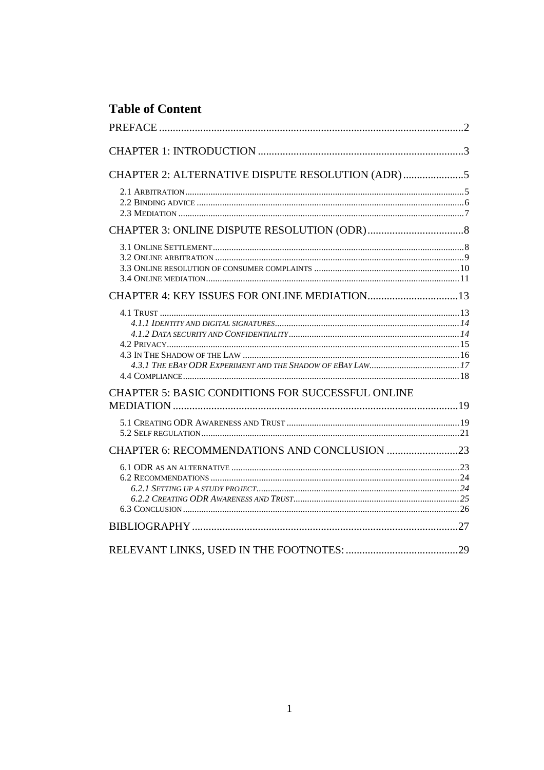## Table of Content

PREFACE .....2

CHAPTER 1: INTRODUCTION .....3

CHAPTER 2: ALTERNATIVE DISPUTE RESOLUTION (ADR) .....5

- 2.1 ARBITRATION .....5
- 2.2 BINDING ADVICE .....6
- 2.3 MEDIATION .....7

CHAPTER 3: ONLINE DISPUTE RESOLUTION (ODR) .....8

- 3.1 ONLINE SETTLEMENT .....8
- 3.2 ONLINE ARBITRATION .....9
- 3.3 ONLINE RESOLUTION OF CONSUMER COMPLAINTS .....10
- 3.4 ONLINE MEDIATION .....11

CHAPTER 4: KEY ISSUES FOR ONLINE MEDIATION .....13

- 4.1 TRUST .....13
  - *4.1.1 IDENTITY AND DIGITAL SIGNATURES .....14*
  - *4.1.2 DATA SECURITY AND CONFIDENTIALITY .....14*
- 4.2 PRIVACY .....15
- 4.3 IN THE SHADOW OF THE LAW .....16
  - *4.3.1 THE EBAY ODR EXPERIMENT AND THE SHADOW OF EBAY LAW .....17*
- 4.4 COMPLIANCE .....18

CHAPTER 5: BASIC CONDITIONS FOR SUCCESSFUL ONLINE MEDIATION .....19

- 5.1 CREATING ODR AWARENESS AND TRUST .....19
- 5.2 SELF REGULATION .....21

CHAPTER 6: RECOMMENDATIONS AND CONCLUSION .....23

- 6.1 ODR AS AN ALTERNATIVE .....23
- 6.2 RECOMMENDATIONS .....24
  - *6.2.1 SETTING UP A STUDY PROJECT .....24*
  - *6.2.2 CREATING ODR AWARENESS AND TRUST .....25*
- 6.3 CONCLUSION .....26

BIBLIOGRAPHY .....27

RELEVANT LINKS, USED IN THE FOOTNOTES: .....29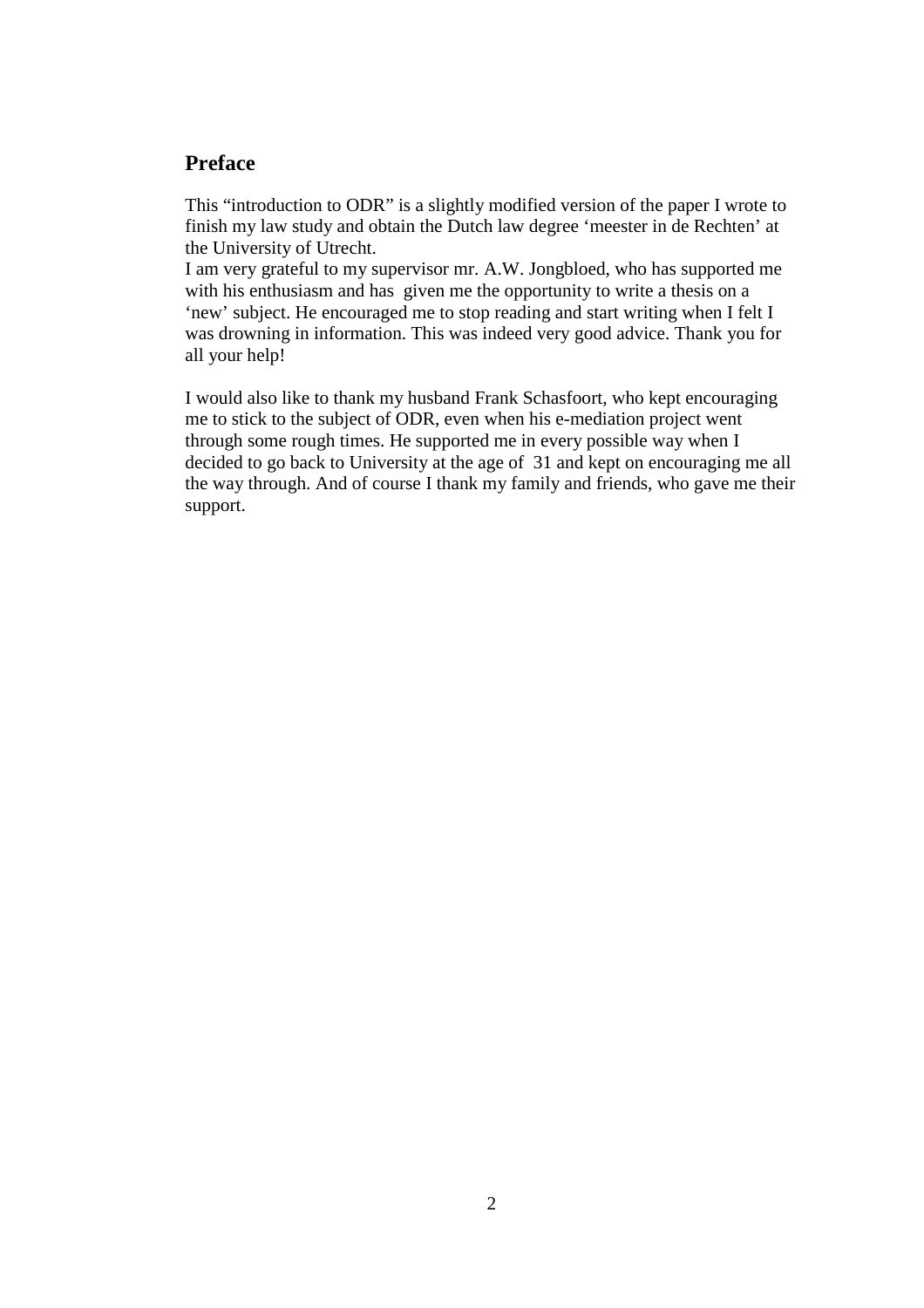## Preface

This “introduction to ODR” is a slightly modified version of the paper I wrote to finish my law study and obtain the Dutch law degree ‘meester in de Rechten’ at the University of Utrecht.
I am very grateful to my supervisor mr. A.W. Jongbloed, who has supported me with his enthusiasm and has given me the opportunity to write a thesis on a ‘new’ subject. He encouraged me to stop reading and start writing when I felt I was drowning in information. This was indeed very good advice. Thank you for all your help!

I would also like to thank my husband Frank Schasfoort, who kept encouraging me to stick to the subject of ODR, even when his e-mediation project went through some rough times. He supported me in every possible way when I decided to go back to University at the age of 31 and kept on encouraging me all the way through. And of course I thank my family and friends, who gave me their support.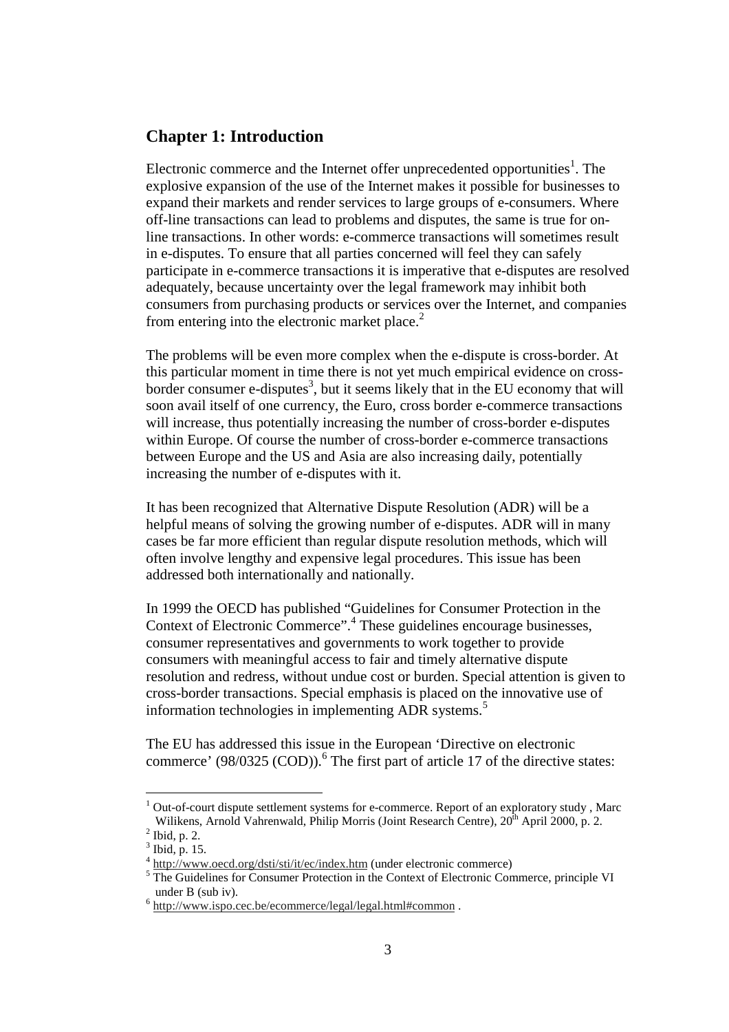## Chapter 1: Introduction

Electronic commerce and the Internet offer unprecedented opportunities[1]. The explosive expansion of the use of the Internet makes it possible for businesses to expand their markets and render services to large groups of e-consumers. Where off-line transactions can lead to problems and disputes, the same is true for on-line transactions. In other words: e-commerce transactions will sometimes result in e-disputes. To ensure that all parties concerned will feel they can safely participate in e-commerce transactions it is imperative that e-disputes are resolved adequately, because uncertainty over the legal framework may inhibit both consumers from purchasing products or services over the Internet, and companies from entering into the electronic market place.[2]

The problems will be even more complex when the e-dispute is cross-border. At this particular moment in time there is not yet much empirical evidence on cross-border consumer e-disputes[3], but it seems likely that in the EU economy that will soon avail itself of one currency, the Euro, cross border e-commerce transactions will increase, thus potentially increasing the number of cross-border e-disputes within Europe. Of course the number of cross-border e-commerce transactions between Europe and the US and Asia are also increasing daily, potentially increasing the number of e-disputes with it.

It has been recognized that Alternative Dispute Resolution (ADR) will be a helpful means of solving the growing number of e-disputes. ADR will in many cases be far more efficient than regular dispute resolution methods, which will often involve lengthy and expensive legal procedures. This issue has been addressed both internationally and nationally.

In 1999 the OECD has published "Guidelines for Consumer Protection in the Context of Electronic Commerce".[4] These guidelines encourage businesses, consumer representatives and governments to work together to provide consumers with meaningful access to fair and timely alternative dispute resolution and redress, without undue cost or burden. Special attention is given to cross-border transactions. Special emphasis is placed on the innovative use of information technologies in implementing ADR systems.[5]

The EU has addressed this issue in the European 'Directive on electronic commerce' (98/0325 (COD)).[6] The first part of article 17 of the directive states:

---

[1] Out-of-court dispute settlement systems for e-commerce. Report of an exploratory study , Marc Wilikens, Arnold Vahrenwald, Philip Morris (Joint Research Centre), 20th April 2000, p. 2.

[2] Ibid, p. 2.

[3] Ibid, p. 15.

[4] http://www.oecd.org/dsti/sti/it/ec/index.htm (under electronic commerce)

[5] The Guidelines for Consumer Protection in the Context of Electronic Commerce, principle VI under B (sub iv).

[6] http://www.ispo.cec.be/ecommerce/legal/legal.html#common .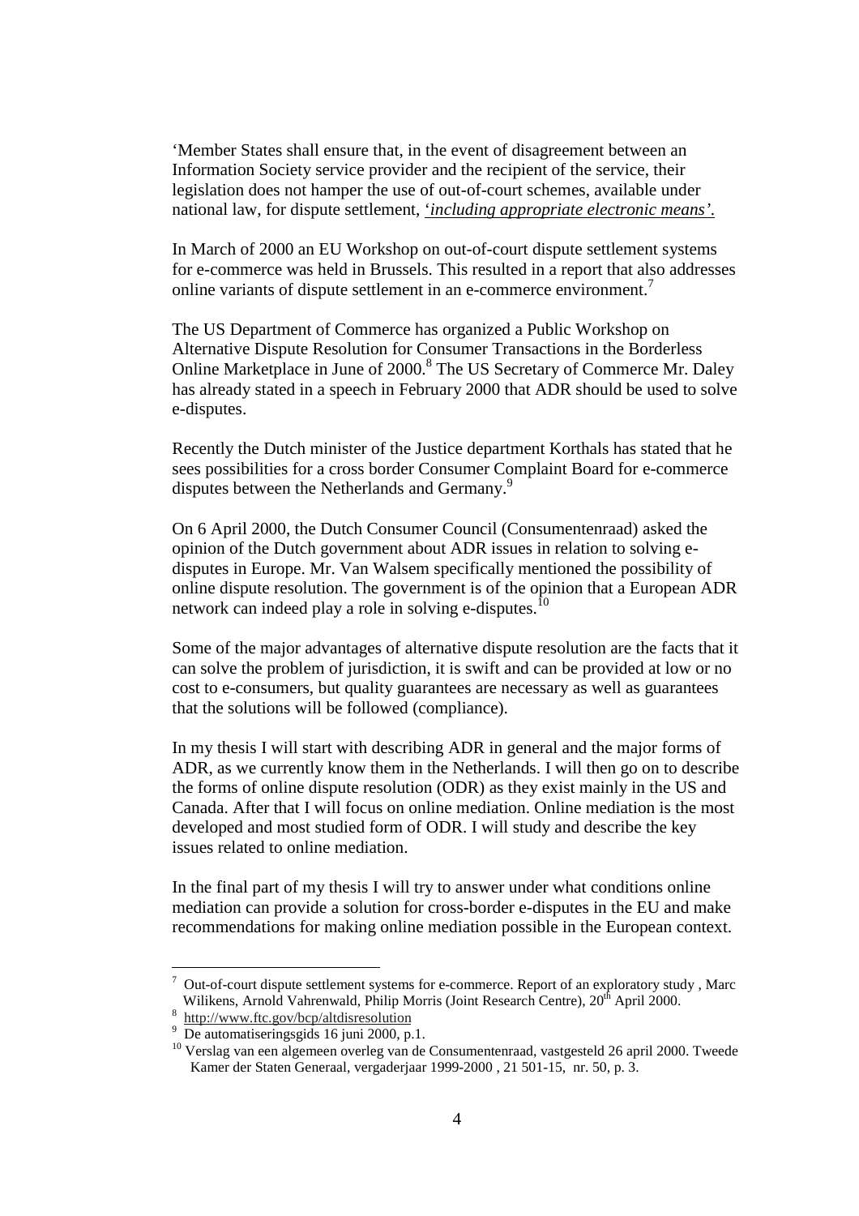'Member States shall ensure that, in the event of disagreement between an Information Society service provider and the recipient of the service, their legislation does not hamper the use of out-of-court schemes, available under national law, for dispute settlement, *'including appropriate electronic means'.*

In March of 2000 an EU Workshop on out-of-court dispute settlement systems for e-commerce was held in Brussels. This resulted in a report that also addresses online variants of dispute settlement in an e-commerce environment.[7]

The US Department of Commerce has organized a Public Workshop on Alternative Dispute Resolution for Consumer Transactions in the Borderless Online Marketplace in June of 2000.[8] The US Secretary of Commerce Mr. Daley has already stated in a speech in February 2000 that ADR should be used to solve e-disputes.

Recently the Dutch minister of the Justice department Korthals has stated that he sees possibilities for a cross border Consumer Complaint Board for e-commerce disputes between the Netherlands and Germany.[9]

On 6 April 2000, the Dutch Consumer Council (Consumentenraad) asked the opinion of the Dutch government about ADR issues in relation to solving e-disputes in Europe. Mr. Van Walsem specifically mentioned the possibility of online dispute resolution. The government is of the opinion that a European ADR network can indeed play a role in solving e-disputes.[10]

Some of the major advantages of alternative dispute resolution are the facts that it can solve the problem of jurisdiction, it is swift and can be provided at low or no cost to e-consumers, but quality guarantees are necessary as well as guarantees that the solutions will be followed (compliance).

In my thesis I will start with describing ADR in general and the major forms of ADR, as we currently know them in the Netherlands. I will then go on to describe the forms of online dispute resolution (ODR) as they exist mainly in the US and Canada. After that I will focus on online mediation. Online mediation is the most developed and most studied form of ODR. I will study and describe the key issues related to online mediation.

In the final part of my thesis I will try to answer under what conditions online mediation can provide a solution for cross-border e-disputes in the EU and make recommendations for making online mediation possible in the European context.

---

[7] Out-of-court dispute settlement systems for e-commerce. Report of an exploratory study , Marc Wilikens, Arnold Vahrenwald, Philip Morris (Joint Research Centre), 20th April 2000.

[8] http://www.ftc.gov/bcp/altdisresolution

[9] De automatiseringsgids 16 juni 2000, p.1.

[10] Verslag van een algemeen overleg van de Consumentenraad, vastgesteld 26 april 2000. Tweede Kamer der Staten Generaal, vergaderjaar 1999-2000 , 21 501-15, nr. 50, p. 3.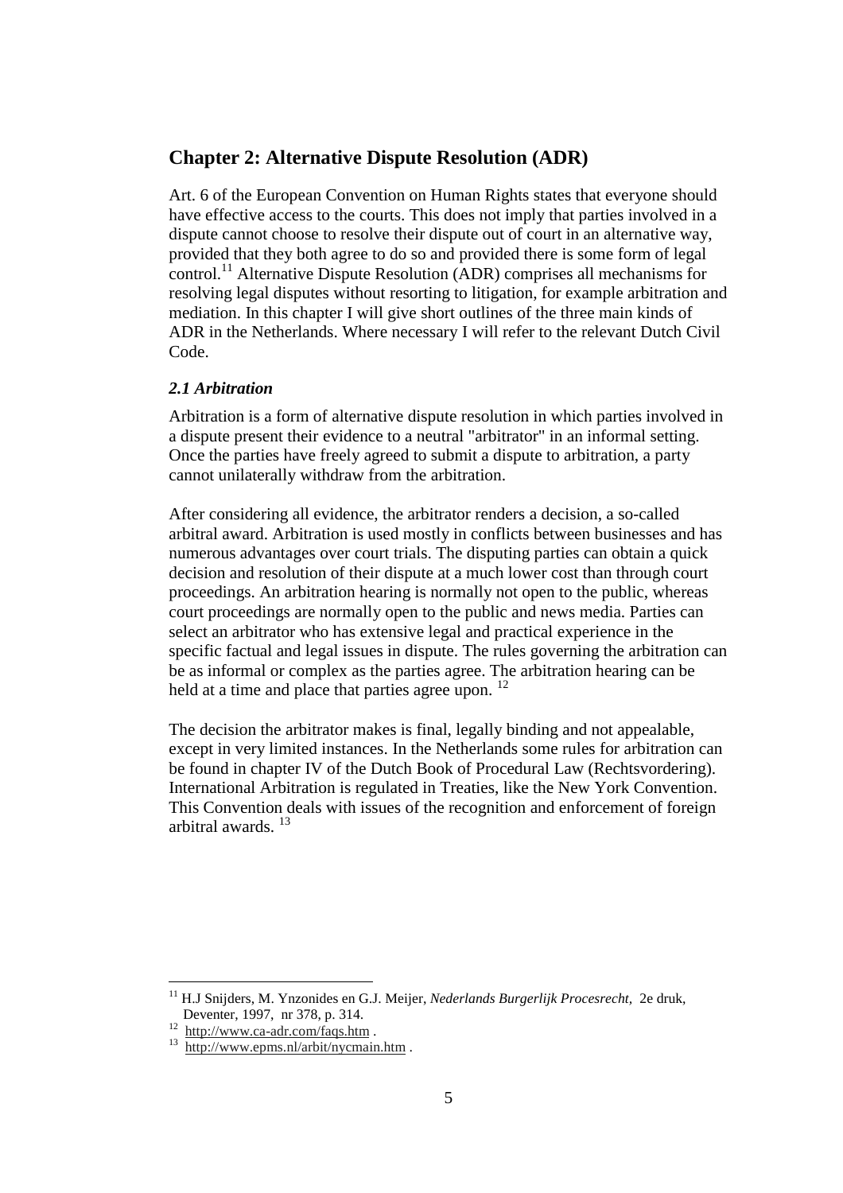## Chapter 2: Alternative Dispute Resolution (ADR)

Art. 6 of the European Convention on Human Rights states that everyone should have effective access to the courts. This does not imply that parties involved in a dispute cannot choose to resolve their dispute out of court in an alternative way, provided that they both agree to do so and provided there is some form of legal control.[11] Alternative Dispute Resolution (ADR) comprises all mechanisms for resolving legal disputes without resorting to litigation, for example arbitration and mediation. In this chapter I will give short outlines of the three main kinds of ADR in the Netherlands. Where necessary I will refer to the relevant Dutch Civil Code.

### *2.1 Arbitration*

Arbitration is a form of alternative dispute resolution in which parties involved in a dispute present their evidence to a neutral "arbitrator" in an informal setting. Once the parties have freely agreed to submit a dispute to arbitration, a party cannot unilaterally withdraw from the arbitration.

After considering all evidence, the arbitrator renders a decision, a so-called arbitral award. Arbitration is used mostly in conflicts between businesses and has numerous advantages over court trials. The disputing parties can obtain a quick decision and resolution of their dispute at a much lower cost than through court proceedings. An arbitration hearing is normally not open to the public, whereas court proceedings are normally open to the public and news media. Parties can select an arbitrator who has extensive legal and practical experience in the specific factual and legal issues in dispute. The rules governing the arbitration can be as informal or complex as the parties agree. The arbitration hearing can be held at a time and place that parties agree upon. [12]

The decision the arbitrator makes is final, legally binding and not appealable, except in very limited instances. In the Netherlands some rules for arbitration can be found in chapter IV of the Dutch Book of Procedural Law (Rechtsvordering). International Arbitration is regulated in Treaties, like the New York Convention. This Convention deals with issues of the recognition and enforcement of foreign arbitral awards. [13]

---

[11] H.J Snijders, M. Ynzonides en G.J. Meijer, *Nederlands Burgerlijk Procesrecht,* 2e druk, Deventer, 1997, nr 378, p. 314.

[12] http://www.ca-adr.com/faqs.htm .

[13] http://www.epms.nl/arbit/nycmain.htm .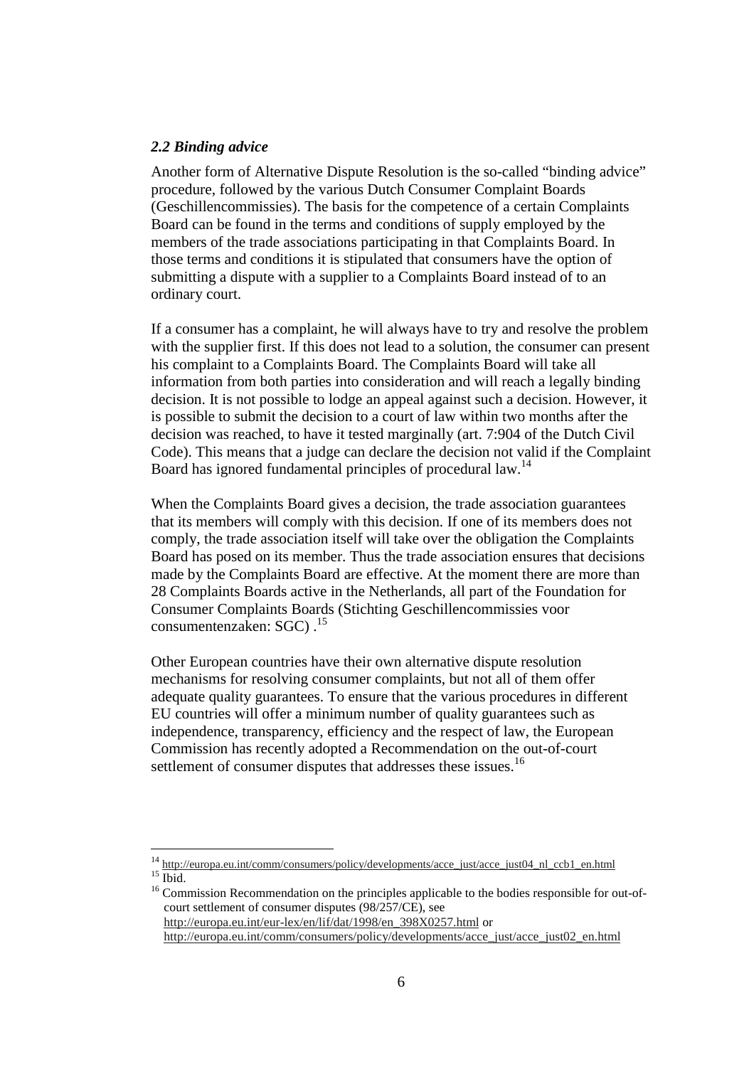### *2.2 Binding advice*

Another form of Alternative Dispute Resolution is the so-called "binding advice" procedure, followed by the various Dutch Consumer Complaint Boards (Geschillencommissies). The basis for the competence of a certain Complaints Board can be found in the terms and conditions of supply employed by the members of the trade associations participating in that Complaints Board. In those terms and conditions it is stipulated that consumers have the option of submitting a dispute with a supplier to a Complaints Board instead of to an ordinary court.

If a consumer has a complaint, he will always have to try and resolve the problem with the supplier first. If this does not lead to a solution, the consumer can present his complaint to a Complaints Board. The Complaints Board will take all information from both parties into consideration and will reach a legally binding decision. It is not possible to lodge an appeal against such a decision. However, it is possible to submit the decision to a court of law within two months after the decision was reached, to have it tested marginally (art. 7:904 of the Dutch Civil Code). This means that a judge can declare the decision not valid if the Complaint Board has ignored fundamental principles of procedural law.[14]

When the Complaints Board gives a decision, the trade association guarantees that its members will comply with this decision. If one of its members does not comply, the trade association itself will take over the obligation the Complaints Board has posed on its member. Thus the trade association ensures that decisions made by the Complaints Board are effective. At the moment there are more than 28 Complaints Boards active in the Netherlands, all part of the Foundation for Consumer Complaints Boards (Stichting Geschillencommissies voor consumentenzaken: SGC) .[15]

Other European countries have their own alternative dispute resolution mechanisms for resolving consumer complaints, but not all of them offer adequate quality guarantees. To ensure that the various procedures in different EU countries will offer a minimum number of quality guarantees such as independence, transparency, efficiency and the respect of law, the European Commission has recently adopted a Recommendation on the out-of-court settlement of consumer disputes that addresses these issues.[16]

---

[14] http://europa.eu.int/comm/consumers/policy/developments/acce_just/acce_just04_nl_ccb1_en.html

[15] Ibid.

[16] Commission Recommendation on the principles applicable to the bodies responsible for out-of-court settlement of consumer disputes (98/257/CE), see http://europa.eu.int/eur-lex/en/lif/dat/1998/en_398X0257.html or http://europa.eu.int/comm/consumers/policy/developments/acce_just/acce_just02_en.html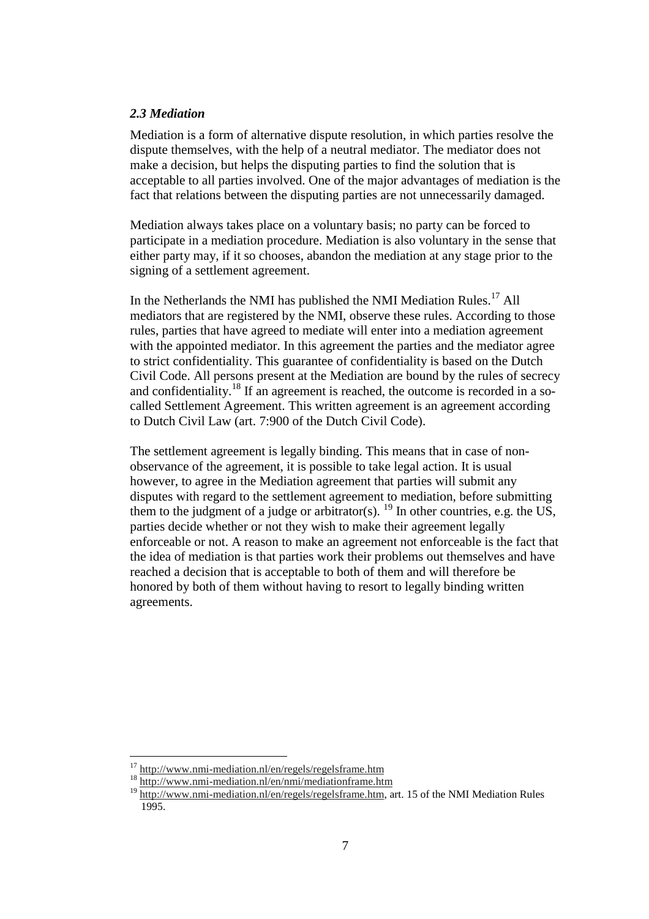### *2.3 Mediation*

Mediation is a form of alternative dispute resolution, in which parties resolve the dispute themselves, with the help of a neutral mediator. The mediator does not make a decision, but helps the disputing parties to find the solution that is acceptable to all parties involved. One of the major advantages of mediation is the fact that relations between the disputing parties are not unnecessarily damaged.

Mediation always takes place on a voluntary basis; no party can be forced to participate in a mediation procedure. Mediation is also voluntary in the sense that either party may, if it so chooses, abandon the mediation at any stage prior to the signing of a settlement agreement.

In the Netherlands the NMI has published the NMI Mediation Rules.[17] All mediators that are registered by the NMI, observe these rules. According to those rules, parties that have agreed to mediate will enter into a mediation agreement with the appointed mediator. In this agreement the parties and the mediator agree to strict confidentiality. This guarantee of confidentiality is based on the Dutch Civil Code. All persons present at the Mediation are bound by the rules of secrecy and confidentiality.[18] If an agreement is reached, the outcome is recorded in a so-called Settlement Agreement. This written agreement is an agreement according to Dutch Civil Law (art. 7:900 of the Dutch Civil Code).

The settlement agreement is legally binding. This means that in case of non-observance of the agreement, it is possible to take legal action. It is usual however, to agree in the Mediation agreement that parties will submit any disputes with regard to the settlement agreement to mediation, before submitting them to the judgment of a judge or arbitrator(s). [19] In other countries, e.g. the US, parties decide whether or not they wish to make their agreement legally enforceable or not. A reason to make an agreement not enforceable is the fact that the idea of mediation is that parties work their problems out themselves and have reached a decision that is acceptable to both of them and will therefore be honored by both of them without having to resort to legally binding written agreements.

---

[17] http://www.nmi-mediation.nl/en/regels/regelsframe.htm

[18] http://www.nmi-mediation.nl/en/nmi/mediationframe.htm

[19] http://www.nmi-mediation.nl/en/regels/regelsframe.htm, art. 15 of the NMI Mediation Rules 1995.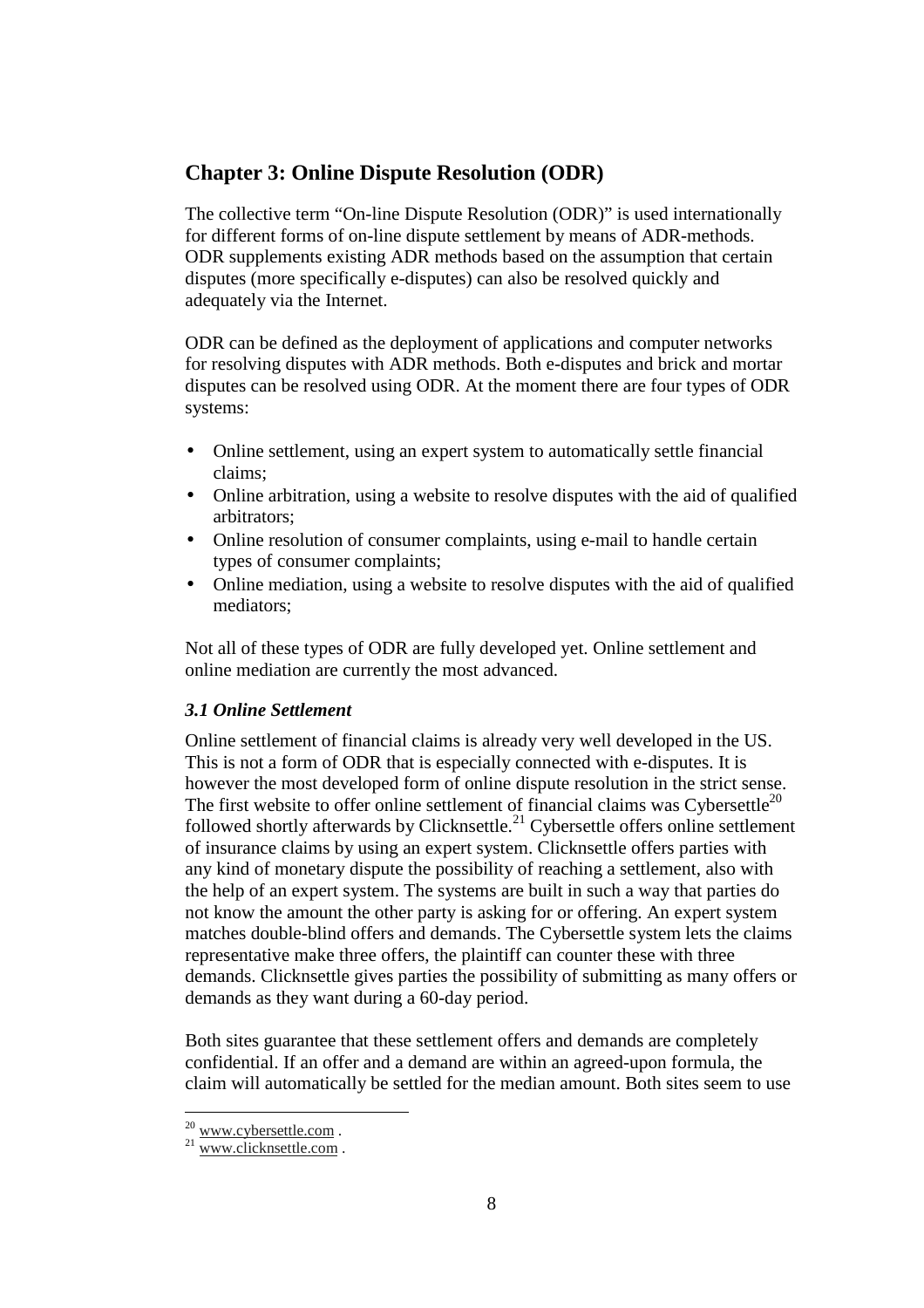## Chapter 3: Online Dispute Resolution (ODR)

The collective term "On-line Dispute Resolution (ODR)" is used internationally for different forms of on-line dispute settlement by means of ADR-methods. ODR supplements existing ADR methods based on the assumption that certain disputes (more specifically e-disputes) can also be resolved quickly and adequately via the Internet.

ODR can be defined as the deployment of applications and computer networks for resolving disputes with ADR methods. Both e-disputes and brick and mortar disputes can be resolved using ODR. At the moment there are four types of ODR systems:

- Online settlement, using an expert system to automatically settle financial claims;
- Online arbitration, using a website to resolve disputes with the aid of qualified arbitrators;
- Online resolution of consumer complaints, using e-mail to handle certain types of consumer complaints;
- Online mediation, using a website to resolve disputes with the aid of qualified mediators;

Not all of these types of ODR are fully developed yet. Online settlement and online mediation are currently the most advanced.

### *3.1 Online Settlement*

Online settlement of financial claims is already very well developed in the US. This is not a form of ODR that is especially connected with e-disputes. It is however the most developed form of online dispute resolution in the strict sense. The first website to offer online settlement of financial claims was Cybersettle[20] followed shortly afterwards by Clicknsettle.[21] Cybersettle offers online settlement of insurance claims by using an expert system. Clicknsettle offers parties with any kind of monetary dispute the possibility of reaching a settlement, also with the help of an expert system. The systems are built in such a way that parties do not know the amount the other party is asking for or offering. An expert system matches double-blind offers and demands. The Cybersettle system lets the claims representative make three offers, the plaintiff can counter these with three demands. Clicknsettle gives parties the possibility of submitting as many offers or demands as they want during a 60-day period.

Both sites guarantee that these settlement offers and demands are completely confidential. If an offer and a demand are within an agreed-upon formula, the claim will automatically be settled for the median amount. Both sites seem to use

[20] www.cybersettle.com .

[21] www.clicknsettle.com .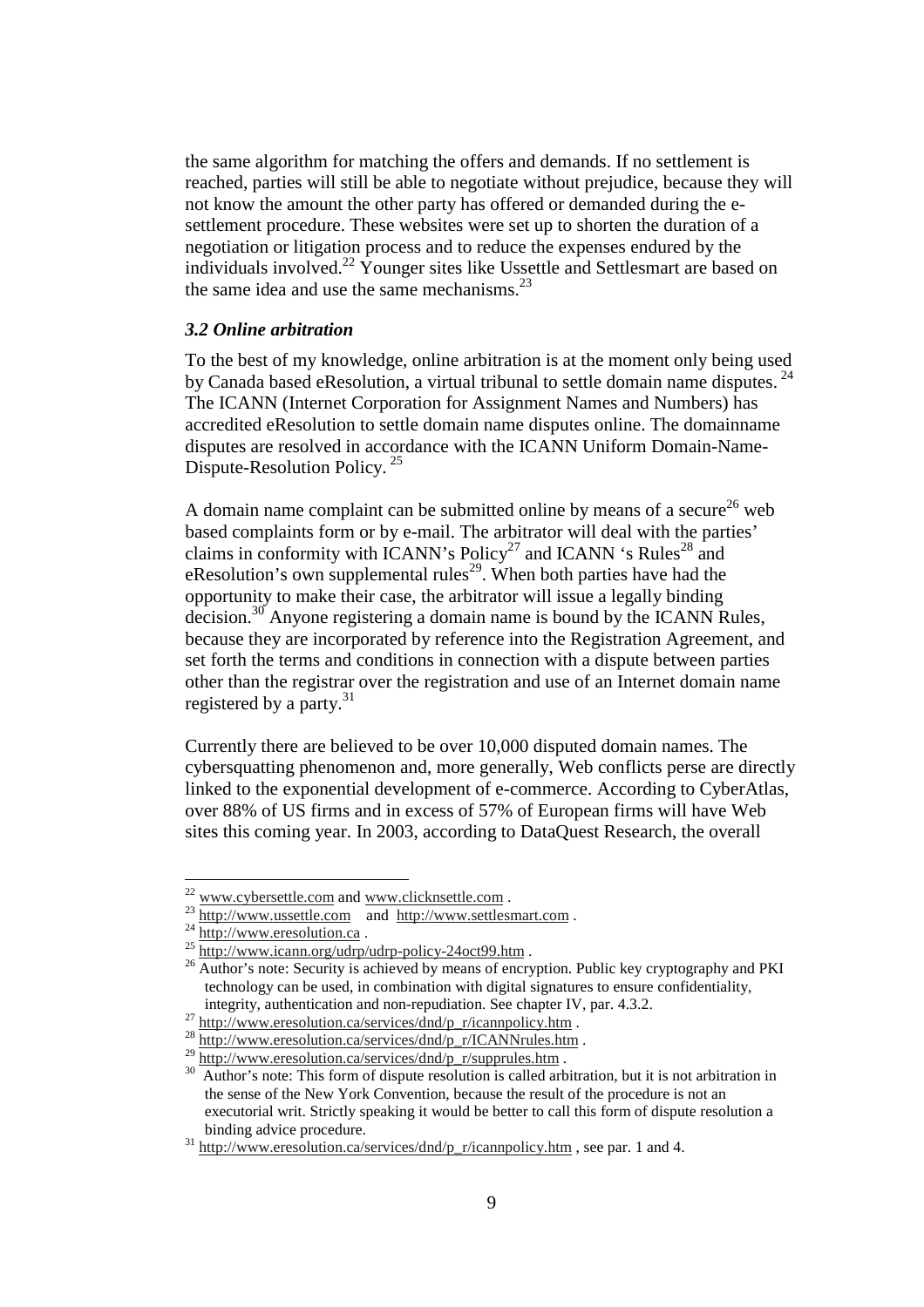the same algorithm for matching the offers and demands. If no settlement is reached, parties will still be able to negotiate without prejudice, because they will not know the amount the other party has offered or demanded during the e-settlement procedure. These websites were set up to shorten the duration of a negotiation or litigation process and to reduce the expenses endured by the individuals involved.[22] Younger sites like Ussettle and Settlesmart are based on the same idea and use the same mechanisms.[23]

### *3.2 Online arbitration*

To the best of my knowledge, online arbitration is at the moment only being used by Canada based eResolution, a virtual tribunal to settle domain name disputes.[24] The ICANN (Internet Corporation for Assignment Names and Numbers) has accredited eResolution to settle domain name disputes online. The domainname disputes are resolved in accordance with the ICANN Uniform Domain-Name-Dispute-Resolution Policy.[25]

A domain name complaint can be submitted online by means of a secure[26] web based complaints form or by e-mail. The arbitrator will deal with the parties' claims in conformity with ICANN's Policy[27] and ICANN 's Rules[28] and eResolution's own supplemental rules[29]. When both parties have had the opportunity to make their case, the arbitrator will issue a legally binding decision.[30] Anyone registering a domain name is bound by the ICANN Rules, because they are incorporated by reference into the Registration Agreement, and set forth the terms and conditions in connection with a dispute between parties other than the registrar over the registration and use of an Internet domain name registered by a party.[31]

Currently there are believed to be over 10,000 disputed domain names. The cybersquatting phenomenon and, more generally, Web conflicts perse are directly linked to the exponential development of e-commerce. According to CyberAtlas, over 88% of US firms and in excess of 57% of European firms will have Web sites this coming year. In 2003, according to DataQuest Research, the overall

---

[22] www.cybersettle.com and www.clicknsettle.com .

[23] http://www.ussettle.com and http://www.settlesmart.com .

[24] http://www.eresolution.ca .

[25] http://www.icann.org/udrp/udrp-policy-24oct99.htm .

[26] Author's note: Security is achieved by means of encryption. Public key cryptography and PKI technology can be used, in combination with digital signatures to ensure confidentiality, integrity, authentication and non-repudiation. See chapter IV, par. 4.3.2.

[27] http://www.eresolution.ca/services/dnd/p_r/icannpolicy.htm .

[28] http://www.eresolution.ca/services/dnd/p_r/ICANNrules.htm .

[29] http://www.eresolution.ca/services/dnd/p_r/supprules.htm .

[30] Author's note: This form of dispute resolution is called arbitration, but it is not arbitration in the sense of the New York Convention, because the result of the procedure is not an executorial writ. Strictly speaking it would be better to call this form of dispute resolution a binding advice procedure.

[31] http://www.eresolution.ca/services/dnd/p_r/icannpolicy.htm , see par. 1 and 4.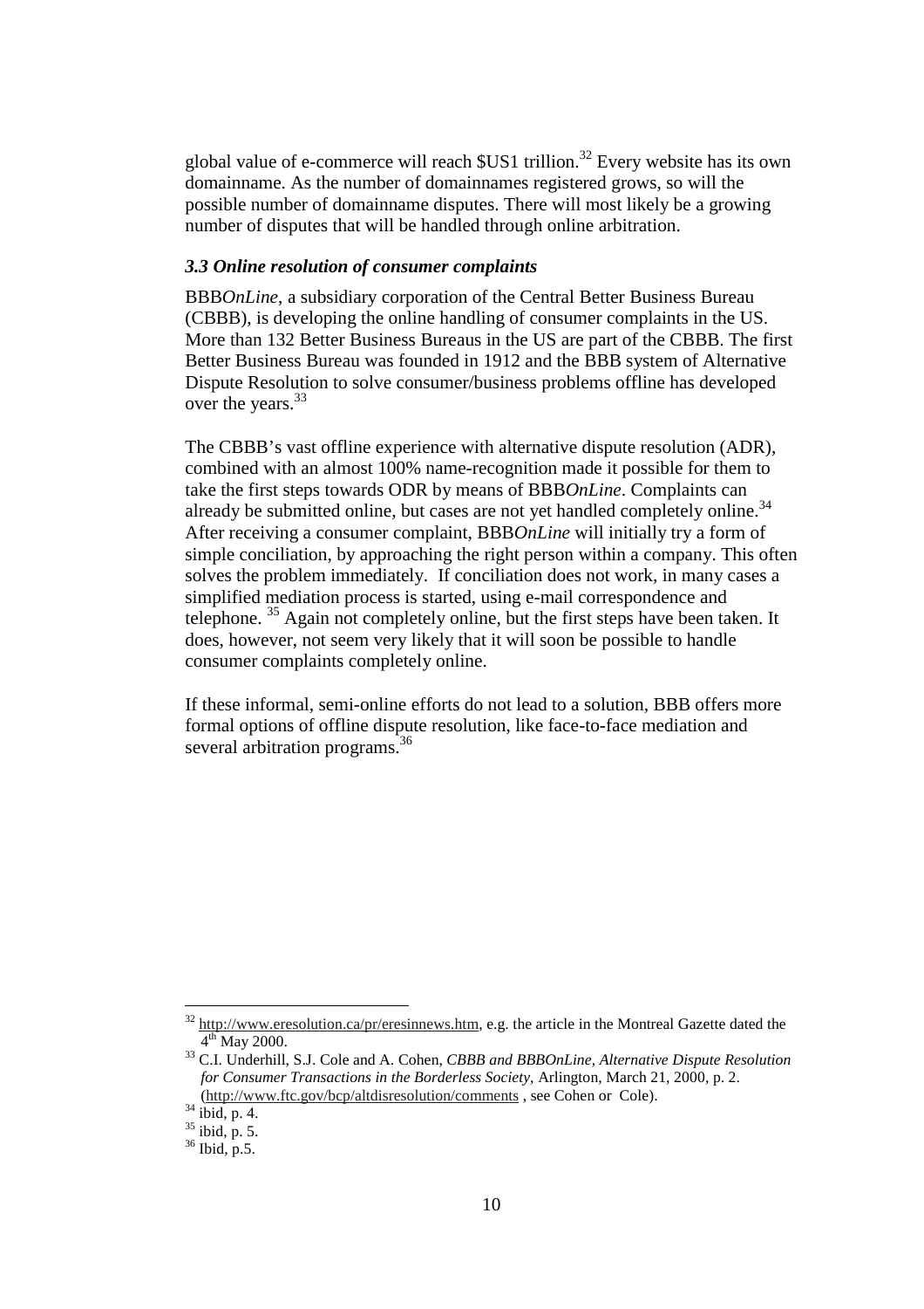global value of e-commerce will reach $US1 trillion.[32] Every website has its own domainname. As the number of domainnames registered grows, so will the possible number of domainname disputes. There will most likely be a growing number of disputes that will be handled through online arbitration.

### *3.3 Online resolution of consumer complaints*

BBB*OnLine*, a subsidiary corporation of the Central Better Business Bureau (CBBB), is developing the online handling of consumer complaints in the US. More than 132 Better Business Bureaus in the US are part of the CBBB. The first Better Business Bureau was founded in 1912 and the BBB system of Alternative Dispute Resolution to solve consumer/business problems offline has developed over the years.[33]

The CBBB's vast offline experience with alternative dispute resolution (ADR), combined with an almost 100% name-recognition made it possible for them to take the first steps towards ODR by means of BBB*OnLine*. Complaints can already be submitted online, but cases are not yet handled completely online.[34] After receiving a consumer complaint, BBB*OnLine* will initially try a form of simple conciliation, by approaching the right person within a company. This often solves the problem immediately. If conciliation does not work, in many cases a simplified mediation process is started, using e-mail correspondence and telephone. [35] Again not completely online, but the first steps have been taken. It does, however, not seem very likely that it will soon be possible to handle consumer complaints completely online.

If these informal, semi-online efforts do not lead to a solution, BBB offers more formal options of offline dispute resolution, like face-to-face mediation and several arbitration programs.[36]

---

[32] http://www.eresolution.ca/pr/eresinnews.htm, e.g. the article in the Montreal Gazette dated the 4th May 2000.

[33] C.I. Underhill, S.J. Cole and A. Cohen, *CBBB and BBBOnLine, Alternative Dispute Resolution for Consumer Transactions in the Borderless Society,* Arlington, March 21, 2000, p. 2. (http://www.ftc.gov/bcp/altdisresolution/comments , see Cohen or Cole).

[34] ibid, p. 4.

[35] ibid, p. 5.

[36] Ibid, p.5.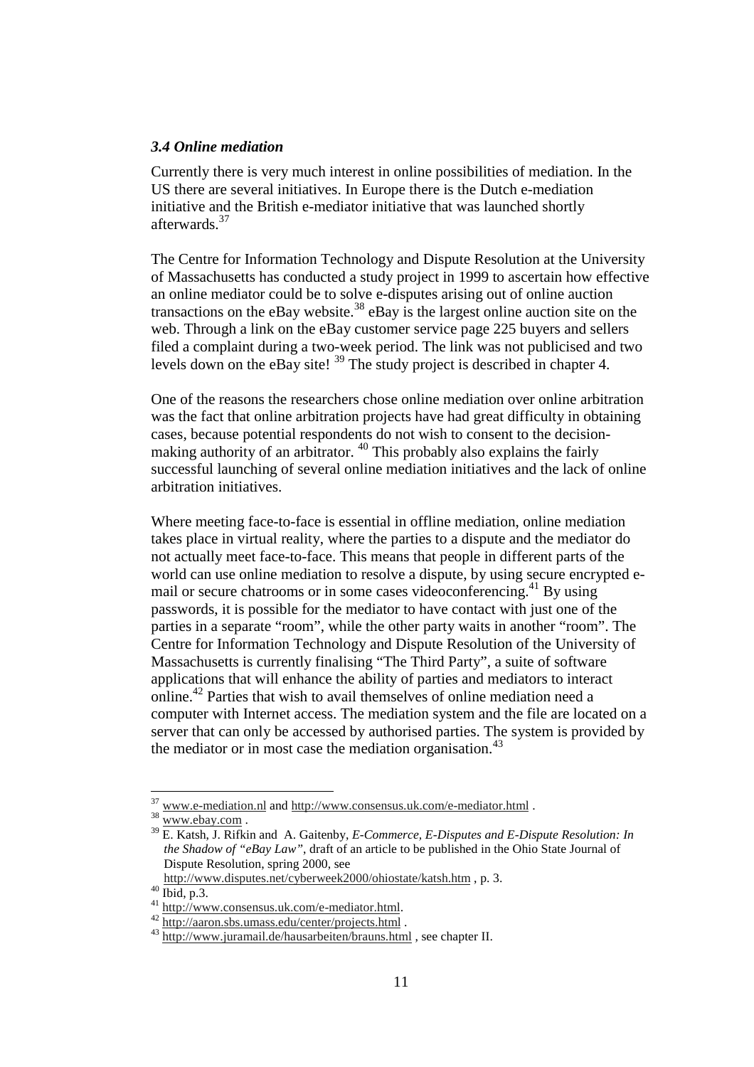### *3.4 Online mediation*

Currently there is very much interest in online possibilities of mediation. In the US there are several initiatives. In Europe there is the Dutch e-mediation initiative and the British e-mediator initiative that was launched shortly afterwards.[37]

The Centre for Information Technology and Dispute Resolution at the University of Massachusetts has conducted a study project in 1999 to ascertain how effective an online mediator could be to solve e-disputes arising out of online auction transactions on the eBay website.[38] eBay is the largest online auction site on the web. Through a link on the eBay customer service page 225 buyers and sellers filed a complaint during a two-week period. The link was not publicised and two levels down on the eBay site! [39] The study project is described in chapter 4.

One of the reasons the researchers chose online mediation over online arbitration was the fact that online arbitration projects have had great difficulty in obtaining cases, because potential respondents do not wish to consent to the decision-making authority of an arbitrator. [40] This probably also explains the fairly successful launching of several online mediation initiatives and the lack of online arbitration initiatives.

Where meeting face-to-face is essential in offline mediation, online mediation takes place in virtual reality, where the parties to a dispute and the mediator do not actually meet face-to-face. This means that people in different parts of the world can use online mediation to resolve a dispute, by using secure encrypted e-mail or secure chatrooms or in some cases videoconferencing.[41] By using passwords, it is possible for the mediator to have contact with just one of the parties in a separate "room", while the other party waits in another "room". The Centre for Information Technology and Dispute Resolution of the University of Massachusetts is currently finalising "The Third Party", a suite of software applications that will enhance the ability of parties and mediators to interact online.[42] Parties that wish to avail themselves of online mediation need a computer with Internet access. The mediation system and the file are located on a server that can only be accessed by authorised parties. The system is provided by the mediator or in most case the mediation organisation.[43]

---

[37] www.e-mediation.nl and http://www.consensus.uk.com/e-mediator.html .

[38] www.ebay.com .

[39] E. Katsh, J. Rifkin and A. Gaitenby, *E-Commerce, E-Disputes and E-Dispute Resolution: In the Shadow of "eBay Law"*, draft of an article to be published in the Ohio State Journal of Dispute Resolution, spring 2000, see http://www.disputes.net/cyberweek2000/ohiostate/katsh.htm , p. 3.

[40] Ibid, p.3.

[41] http://www.consensus.uk.com/e-mediator.html.

[42] http://aaron.sbs.umass.edu/center/projects.html .

[43] http://www.juramail.de/hausarbeiten/brauns.html , see chapter II.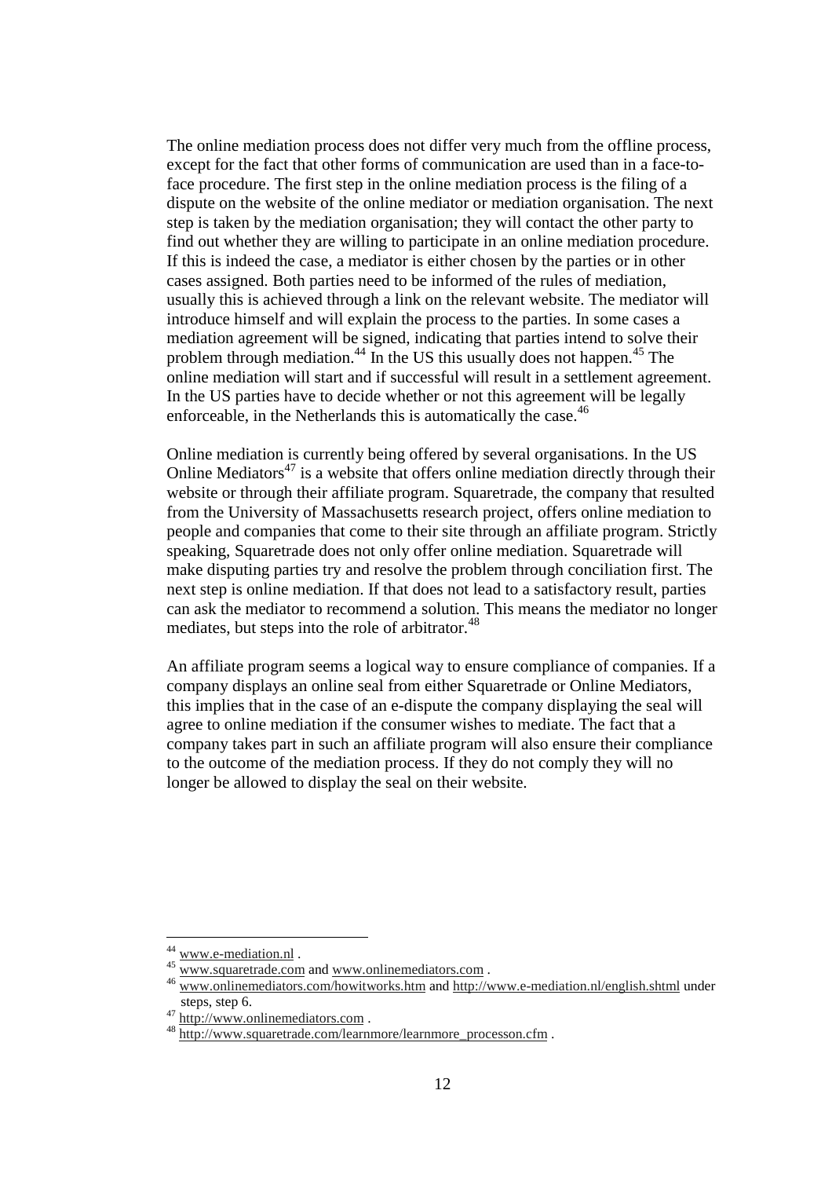The online mediation process does not differ very much from the offline process, except for the fact that other forms of communication are used than in a face-to-face procedure. The first step in the online mediation process is the filing of a dispute on the website of the online mediator or mediation organisation. The next step is taken by the mediation organisation; they will contact the other party to find out whether they are willing to participate in an online mediation procedure. If this is indeed the case, a mediator is either chosen by the parties or in other cases assigned. Both parties need to be informed of the rules of mediation, usually this is achieved through a link on the relevant website. The mediator will introduce himself and will explain the process to the parties. In some cases a mediation agreement will be signed, indicating that parties intend to solve their problem through mediation.[44] In the US this usually does not happen.[45] The online mediation will start and if successful will result in a settlement agreement. In the US parties have to decide whether or not this agreement will be legally enforceable, in the Netherlands this is automatically the case.[46]

Online mediation is currently being offered by several organisations. In the US Online Mediators[47] is a website that offers online mediation directly through their website or through their affiliate program. Squaretrade, the company that resulted from the University of Massachusetts research project, offers online mediation to people and companies that come to their site through an affiliate program. Strictly speaking, Squaretrade does not only offer online mediation. Squaretrade will make disputing parties try and resolve the problem through conciliation first. The next step is online mediation. If that does not lead to a satisfactory result, parties can ask the mediator to recommend a solution. This means the mediator no longer mediates, but steps into the role of arbitrator.[48]

An affiliate program seems a logical way to ensure compliance of companies. If a company displays an online seal from either Squaretrade or Online Mediators, this implies that in the case of an e-dispute the company displaying the seal will agree to online mediation if the consumer wishes to mediate. The fact that a company takes part in such an affiliate program will also ensure their compliance to the outcome of the mediation process. If they do not comply they will no longer be allowed to display the seal on their website.

---

[44] www.e-mediation.nl .

[45] www.squaretrade.com and www.onlinemediators.com .

[46] www.onlinemediators.com/howitworks.htm and http://www.e-mediation.nl/english.shtml under steps, step 6.

[47] http://www.onlinemediators.com .

[48] http://www.squaretrade.com/learnmore/learnmore_processon.cfm .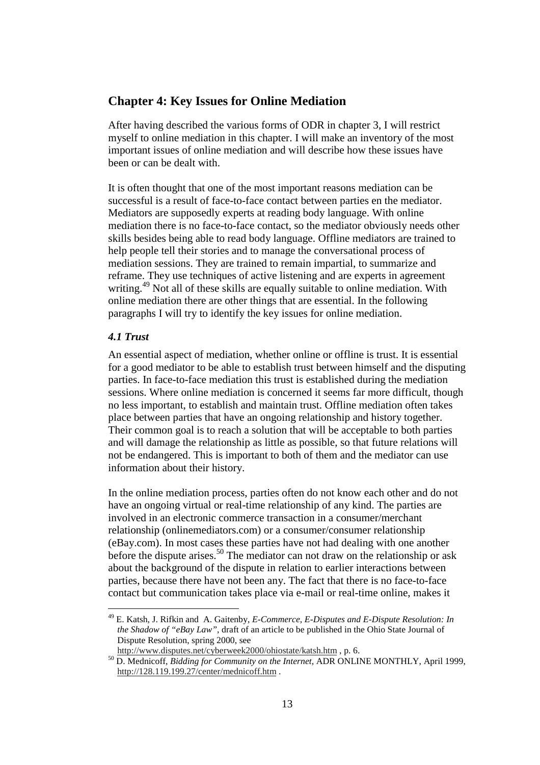## Chapter 4: Key Issues for Online Mediation

After having described the various forms of ODR in chapter 3, I will restrict myself to online mediation in this chapter. I will make an inventory of the most important issues of online mediation and will describe how these issues have been or can be dealt with.

It is often thought that one of the most important reasons mediation can be successful is a result of face-to-face contact between parties en the mediator. Mediators are supposedly experts at reading body language. With online mediation there is no face-to-face contact, so the mediator obviously needs other skills besides being able to read body language. Offline mediators are trained to help people tell their stories and to manage the conversational process of mediation sessions. They are trained to remain impartial, to summarize and reframe. They use techniques of active listening and are experts in agreement writing.[49] Not all of these skills are equally suitable to online mediation. With online mediation there are other things that are essential. In the following paragraphs I will try to identify the key issues for online mediation.

### *4.1 Trust*

An essential aspect of mediation, whether online or offline is trust. It is essential for a good mediator to be able to establish trust between himself and the disputing parties. In face-to-face mediation this trust is established during the mediation sessions. Where online mediation is concerned it seems far more difficult, though no less important, to establish and maintain trust. Offline mediation often takes place between parties that have an ongoing relationship and history together. Their common goal is to reach a solution that will be acceptable to both parties and will damage the relationship as little as possible, so that future relations will not be endangered. This is important to both of them and the mediator can use information about their history.

In the online mediation process, parties often do not know each other and do not have an ongoing virtual or real-time relationship of any kind. The parties are involved in an electronic commerce transaction in a consumer/merchant relationship (onlinemediators.com) or a consumer/consumer relationship (eBay.com). In most cases these parties have not had dealing with one another before the dispute arises.[50] The mediator can not draw on the relationship or ask about the background of the dispute in relation to earlier interactions between parties, because there have not been any. The fact that there is no face-to-face contact but communication takes place via e-mail or real-time online, makes it

---

[49] E. Katsh, J. Rifkin and A. Gaitenby, *E-Commerce, E-Disputes and E-Dispute Resolution: In the Shadow of "eBay Law"*, draft of an article to be published in the Ohio State Journal of Dispute Resolution, spring 2000, see http://www.disputes.net/cyberweek2000/ohiostate/katsh.htm , p. 6.

[50] D. Mednicoff, *Bidding for Community on the Internet*, ADR ONLINE MONTHLY, April 1999, http://128.119.199.27/center/mednicoff.htm .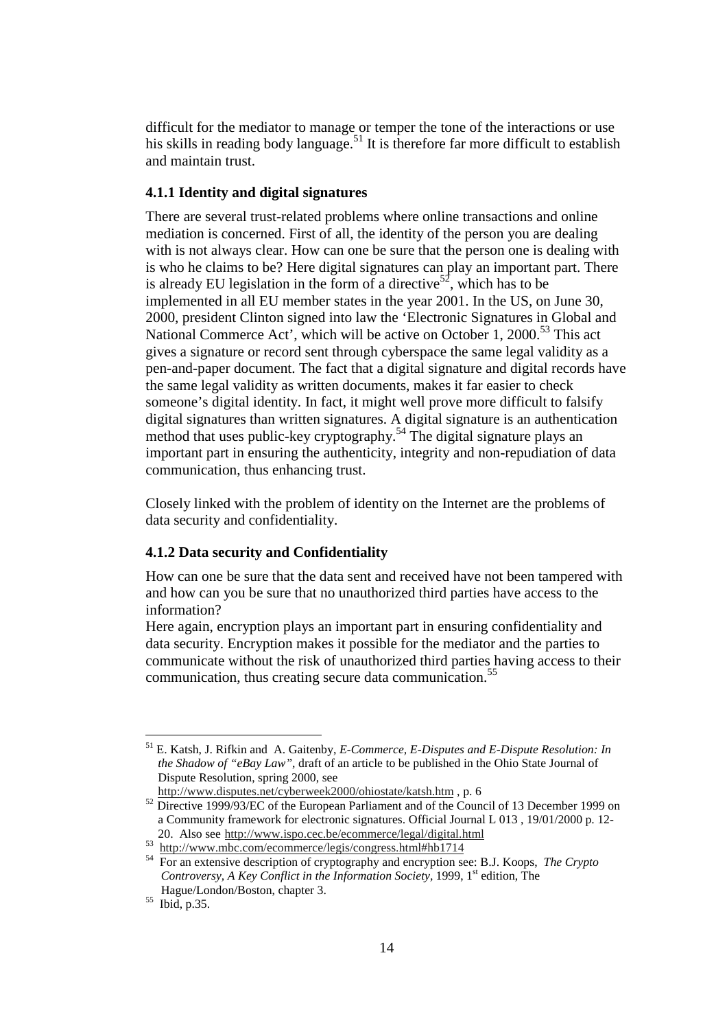difficult for the mediator to manage or temper the tone of the interactions or use his skills in reading body language.[51] It is therefore far more difficult to establish and maintain trust.

### 4.1.1 Identity and digital signatures

There are several trust-related problems where online transactions and online mediation is concerned. First of all, the identity of the person you are dealing with is not always clear. How can one be sure that the person one is dealing with is who he claims to be? Here digital signatures can play an important part. There is already EU legislation in the form of a directive[52], which has to be implemented in all EU member states in the year 2001. In the US, on June 30, 2000, president Clinton signed into law the 'Electronic Signatures in Global and National Commerce Act', which will be active on October 1, 2000.[53] This act gives a signature or record sent through cyberspace the same legal validity as a pen-and-paper document. The fact that a digital signature and digital records have the same legal validity as written documents, makes it far easier to check someone's digital identity. In fact, it might well prove more difficult to falsify digital signatures than written signatures. A digital signature is an authentication method that uses public-key cryptography.[54] The digital signature plays an important part in ensuring the authenticity, integrity and non-repudiation of data communication, thus enhancing trust.

Closely linked with the problem of identity on the Internet are the problems of data security and confidentiality.

### 4.1.2 Data security and Confidentiality

How can one be sure that the data sent and received have not been tampered with and how can you be sure that no unauthorized third parties have access to the information?
Here again, encryption plays an important part in ensuring confidentiality and data security. Encryption makes it possible for the mediator and the parties to communicate without the risk of unauthorized third parties having access to their communication, thus creating secure data communication.[55]

---

[51] E. Katsh, J. Rifkin and A. Gaitenby, *E-Commerce, E-Disputes and E-Dispute Resolution: In the Shadow of "eBay Law"*, draft of an article to be published in the Ohio State Journal of Dispute Resolution, spring 2000, see http://www.disputes.net/cyberweek2000/ohiostate/katsh.htm , p. 6

[52] Directive 1999/93/EC of the European Parliament and of the Council of 13 December 1999 on a Community framework for electronic signatures. Official Journal L 013 , 19/01/2000 p. 12-20. Also see http://www.ispo.cec.be/ecommerce/legal/digital.html

[53] http://www.mbc.com/ecommerce/legis/congress.html#hb1714

[54] For an extensive description of cryptography and encryption see: B.J. Koops, *The Crypto Controversy, A Key Conflict in the Information Society*, 1999, 1st edition, The Hague/London/Boston, chapter 3.

[55] Ibid, p.35.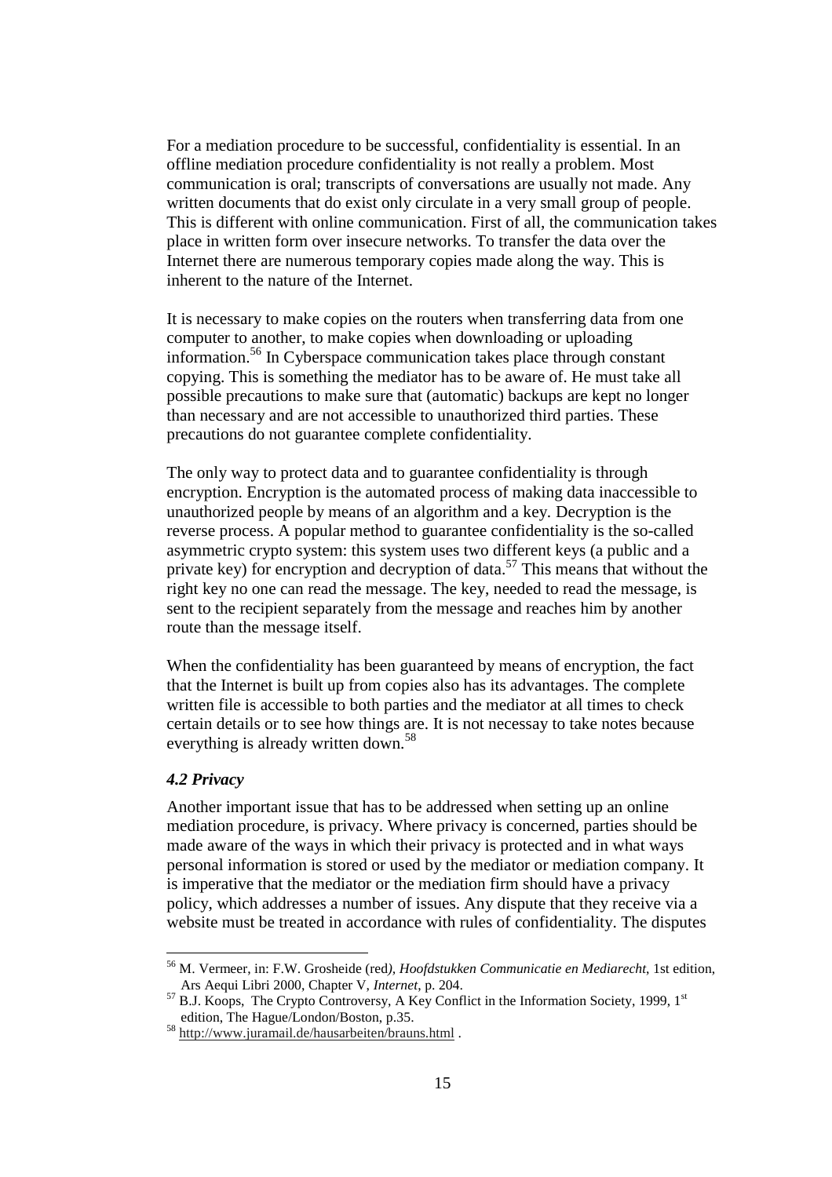For a mediation procedure to be successful, confidentiality is essential. In an offline mediation procedure confidentiality is not really a problem. Most communication is oral; transcripts of conversations are usually not made. Any written documents that do exist only circulate in a very small group of people. This is different with online communication. First of all, the communication takes place in written form over insecure networks. To transfer the data over the Internet there are numerous temporary copies made along the way. This is inherent to the nature of the Internet.

It is necessary to make copies on the routers when transferring data from one computer to another, to make copies when downloading or uploading information.[56] In Cyberspace communication takes place through constant copying. This is something the mediator has to be aware of. He must take all possible precautions to make sure that (automatic) backups are kept no longer than necessary and are not accessible to unauthorized third parties. These precautions do not guarantee complete confidentiality.

The only way to protect data and to guarantee confidentiality is through encryption. Encryption is the automated process of making data inaccessible to unauthorized people by means of an algorithm and a key. Decryption is the reverse process. A popular method to guarantee confidentiality is the so-called asymmetric crypto system: this system uses two different keys (a public and a private key) for encryption and decryption of data.[57] This means that without the right key no one can read the message. The key, needed to read the message, is sent to the recipient separately from the message and reaches him by another route than the message itself.

When the confidentiality has been guaranteed by means of encryption, the fact that the Internet is built up from copies also has its advantages. The complete written file is accessible to both parties and the mediator at all times to check certain details or to see how things are. It is not necessay to take notes because everything is already written down.[58]

### *4.2 Privacy*

Another important issue that has to be addressed when setting up an online mediation procedure, is privacy. Where privacy is concerned, parties should be made aware of the ways in which their privacy is protected and in what ways personal information is stored or used by the mediator or mediation company. It is imperative that the mediator or the mediation firm should have a privacy policy, which addresses a number of issues. Any dispute that they receive via a website must be treated in accordance with rules of confidentiality. The disputes

---

[56] M. Vermeer, in: F.W. Grosheide (red*), Hoofdstukken Communicatie en Mediarecht*, 1st edition, Ars Aequi Libri 2000, Chapter V, *Internet*, p. 204.

[57] B.J. Koops, The Crypto Controversy, A Key Conflict in the Information Society, 1999, 1st edition, The Hague/London/Boston, p.35.

[58] http://www.juramail.de/hausarbeiten/brauns.html .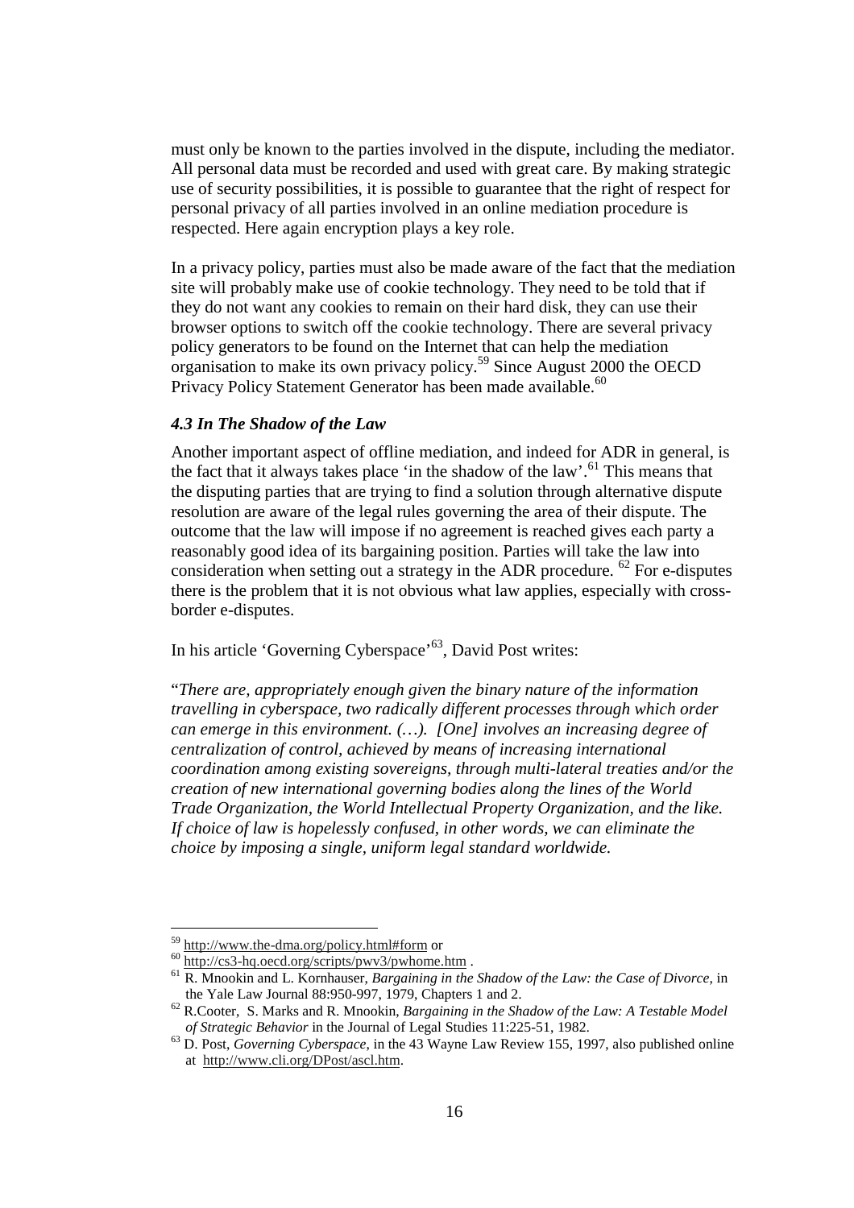must only be known to the parties involved in the dispute, including the mediator. All personal data must be recorded and used with great care. By making strategic use of security possibilities, it is possible to guarantee that the right of respect for personal privacy of all parties involved in an online mediation procedure is respected. Here again encryption plays a key role.

In a privacy policy, parties must also be made aware of the fact that the mediation site will probably make use of cookie technology. They need to be told that if they do not want any cookies to remain on their hard disk, they can use their browser options to switch off the cookie technology. There are several privacy policy generators to be found on the Internet that can help the mediation organisation to make its own privacy policy.[59] Since August 2000 the OECD Privacy Policy Statement Generator has been made available.[60]

### *4.3 In The Shadow of the Law*

Another important aspect of offline mediation, and indeed for ADR in general, is the fact that it always takes place 'in the shadow of the law'.[61] This means that the disputing parties that are trying to find a solution through alternative dispute resolution are aware of the legal rules governing the area of their dispute. The outcome that the law will impose if no agreement is reached gives each party a reasonably good idea of its bargaining position. Parties will take the law into consideration when setting out a strategy in the ADR procedure. [62] For e-disputes there is the problem that it is not obvious what law applies, especially with cross-border e-disputes.

In his article 'Governing Cyberspace'[63], David Post writes:

"*There are, appropriately enough given the binary nature of the information travelling in cyberspace, two radically different processes through which order can emerge in this environment. (…). [One] involves an increasing degree of centralization of control, achieved by means of increasing international coordination among existing sovereigns, through multi-lateral treaties and/or the creation of new international governing bodies along the lines of the World Trade Organization, the World Intellectual Property Organization, and the like. If choice of law is hopelessly confused, in other words, we can eliminate the choice by imposing a single, uniform legal standard worldwide.*

---

[59] http://www.the-dma.org/policy.html#form or

[60] http://cs3-hq.oecd.org/scripts/pwv3/pwhome.htm .

[61] R. Mnookin and L. Kornhauser, *Bargaining in the Shadow of the Law: the Case of Divorce*, in the Yale Law Journal 88:950-997, 1979, Chapters 1 and 2.

[62] R.Cooter, S. Marks and R. Mnookin, *Bargaining in the Shadow of the Law: A Testable Model of Strategic Behavior* in the Journal of Legal Studies 11:225-51, 1982.

[63] D. Post, *Governing Cyberspace*, in the 43 Wayne Law Review 155, 1997, also published online at http://www.cli.org/DPost/ascl.htm.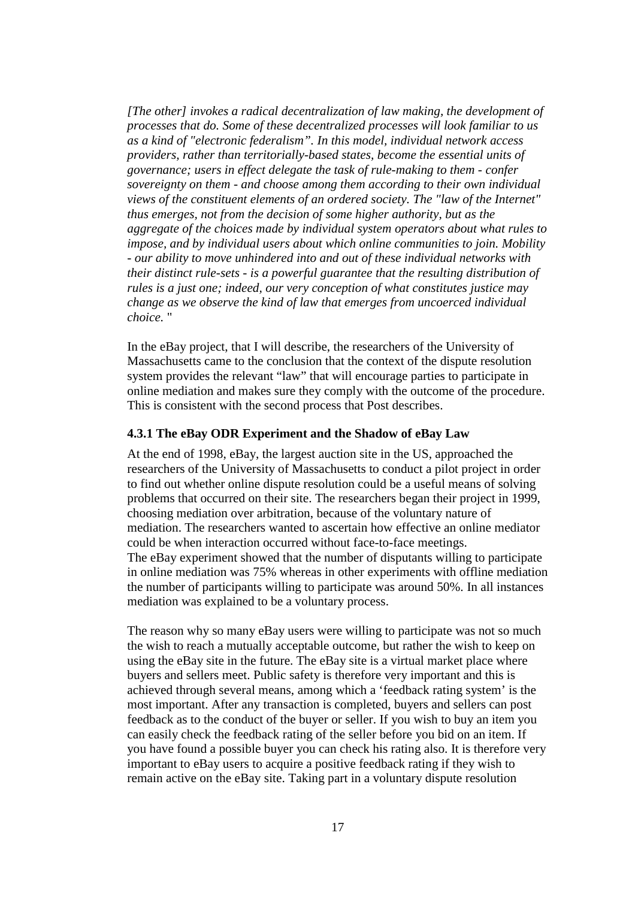*[The other] invokes a radical decentralization of law making, the development of processes that do. Some of these decentralized processes will look familiar to us as a kind of "electronic federalism". In this model, individual network access providers, rather than territorially-based states, become the essential units of governance; users in effect delegate the task of rule-making to them - confer sovereignty on them - and choose among them according to their own individual views of the constituent elements of an ordered society. The "law of the Internet" thus emerges, not from the decision of some higher authority, but as the aggregate of the choices made by individual system operators about what rules to impose, and by individual users about which online communities to join. Mobility - our ability to move unhindered into and out of these individual networks with their distinct rule-sets - is a powerful guarantee that the resulting distribution of rules is a just one; indeed, our very conception of what constitutes justice may change as we observe the kind of law that emerges from uncoerced individual choice.* "

In the eBay project, that I will describe, the researchers of the University of Massachusetts came to the conclusion that the context of the dispute resolution system provides the relevant "law" that will encourage parties to participate in online mediation and makes sure they comply with the outcome of the procedure. This is consistent with the second process that Post describes.

### 4.3.1 The eBay ODR Experiment and the Shadow of eBay Law

At the end of 1998, eBay, the largest auction site in the US, approached the researchers of the University of Massachusetts to conduct a pilot project in order to find out whether online dispute resolution could be a useful means of solving problems that occurred on their site. The researchers began their project in 1999, choosing mediation over arbitration, because of the voluntary nature of mediation. The researchers wanted to ascertain how effective an online mediator could be when interaction occurred without face-to-face meetings.
The eBay experiment showed that the number of disputants willing to participate in online mediation was 75% whereas in other experiments with offline mediation the number of participants willing to participate was around 50%. In all instances mediation was explained to be a voluntary process.

The reason why so many eBay users were willing to participate was not so much the wish to reach a mutually acceptable outcome, but rather the wish to keep on using the eBay site in the future. The eBay site is a virtual market place where buyers and sellers meet. Public safety is therefore very important and this is achieved through several means, among which a 'feedback rating system' is the most important. After any transaction is completed, buyers and sellers can post feedback as to the conduct of the buyer or seller. If you wish to buy an item you can easily check the feedback rating of the seller before you bid on an item. If you have found a possible buyer you can check his rating also. It is therefore very important to eBay users to acquire a positive feedback rating if they wish to remain active on the eBay site. Taking part in a voluntary dispute resolution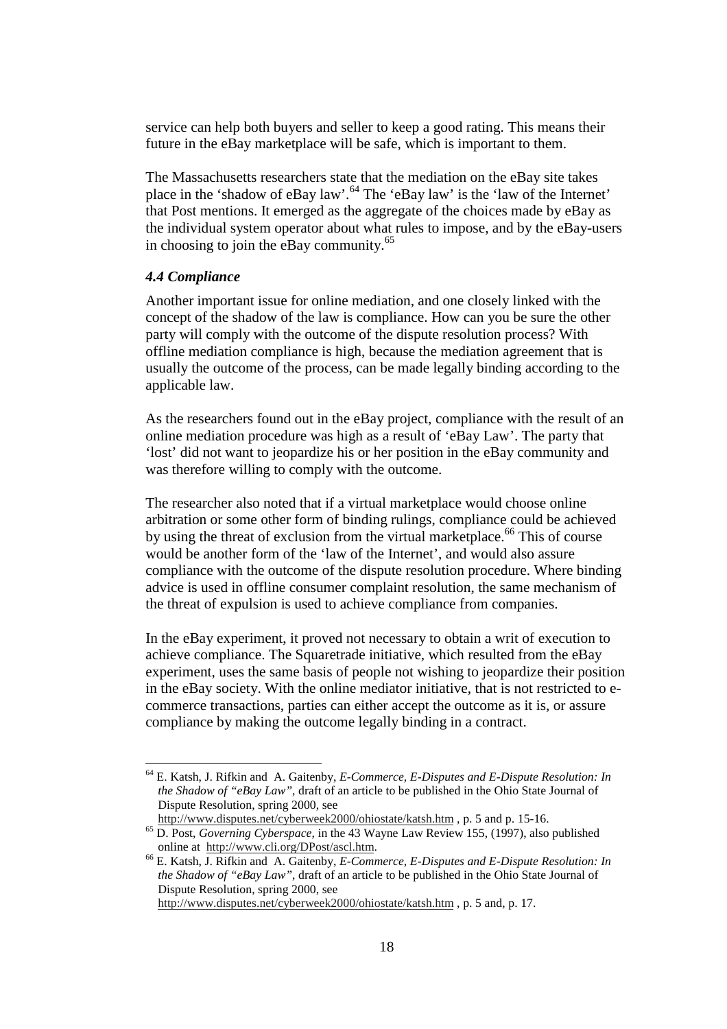service can help both buyers and seller to keep a good rating. This means their future in the eBay marketplace will be safe, which is important to them.

The Massachusetts researchers state that the mediation on the eBay site takes place in the 'shadow of eBay law'.[64] The 'eBay law' is the 'law of the Internet' that Post mentions. It emerged as the aggregate of the choices made by eBay as the individual system operator about what rules to impose, and by the eBay-users in choosing to join the eBay community.[65]

### *4.4 Compliance*

Another important issue for online mediation, and one closely linked with the concept of the shadow of the law is compliance. How can you be sure the other party will comply with the outcome of the dispute resolution process? With offline mediation compliance is high, because the mediation agreement that is usually the outcome of the process, can be made legally binding according to the applicable law.

As the researchers found out in the eBay project, compliance with the result of an online mediation procedure was high as a result of 'eBay Law'. The party that 'lost' did not want to jeopardize his or her position in the eBay community and was therefore willing to comply with the outcome.

The researcher also noted that if a virtual marketplace would choose online arbitration or some other form of binding rulings, compliance could be achieved by using the threat of exclusion from the virtual marketplace.[66] This of course would be another form of the 'law of the Internet', and would also assure compliance with the outcome of the dispute resolution procedure. Where binding advice is used in offline consumer complaint resolution, the same mechanism of the threat of expulsion is used to achieve compliance from companies.

In the eBay experiment, it proved not necessary to obtain a writ of execution to achieve compliance. The Squaretrade initiative, which resulted from the eBay experiment, uses the same basis of people not wishing to jeopardize their position in the eBay society. With the online mediator initiative, that is not restricted to e-commerce transactions, parties can either accept the outcome as it is, or assure compliance by making the outcome legally binding in a contract.

---

[64] E. Katsh, J. Rifkin and A. Gaitenby, *E-Commerce, E-Disputes and E-Dispute Resolution: In the Shadow of "eBay Law"*, draft of an article to be published in the Ohio State Journal of Dispute Resolution, spring 2000, see http://www.disputes.net/cyberweek2000/ohiostate/katsh.htm , p. 5 and p. 15-16.

[65] D. Post, *Governing Cyberspace*, in the 43 Wayne Law Review 155, (1997), also published online at http://www.cli.org/DPost/ascl.htm.

[66] E. Katsh, J. Rifkin and A. Gaitenby, *E-Commerce, E-Disputes and E-Dispute Resolution: In the Shadow of "eBay Law"*, draft of an article to be published in the Ohio State Journal of Dispute Resolution, spring 2000, see http://www.disputes.net/cyberweek2000/ohiostate/katsh.htm , p. 5 and, p. 17.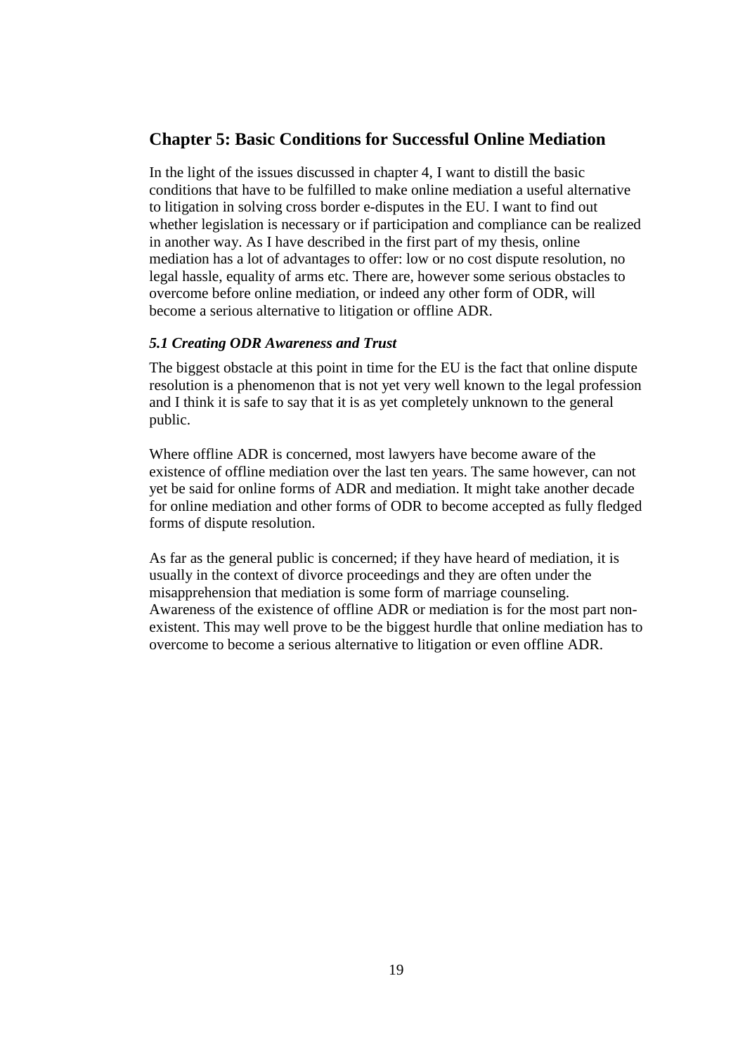## Chapter 5: Basic Conditions for Successful Online Mediation

In the light of the issues discussed in chapter 4, I want to distill the basic conditions that have to be fulfilled to make online mediation a useful alternative to litigation in solving cross border e-disputes in the EU. I want to find out whether legislation is necessary or if participation and compliance can be realized in another way. As I have described in the first part of my thesis, online mediation has a lot of advantages to offer: low or no cost dispute resolution, no legal hassle, equality of arms etc. There are, however some serious obstacles to overcome before online mediation, or indeed any other form of ODR, will become a serious alternative to litigation or offline ADR.

### *5.1 Creating ODR Awareness and Trust*

The biggest obstacle at this point in time for the EU is the fact that online dispute resolution is a phenomenon that is not yet very well known to the legal profession and I think it is safe to say that it is as yet completely unknown to the general public.

Where offline ADR is concerned, most lawyers have become aware of the existence of offline mediation over the last ten years. The same however, can not yet be said for online forms of ADR and mediation. It might take another decade for online mediation and other forms of ODR to become accepted as fully fledged forms of dispute resolution.

As far as the general public is concerned; if they have heard of mediation, it is usually in the context of divorce proceedings and they are often under the misapprehension that mediation is some form of marriage counseling. Awareness of the existence of offline ADR or mediation is for the most part non-existent. This may well prove to be the biggest hurdle that online mediation has to overcome to become a serious alternative to litigation or even offline ADR.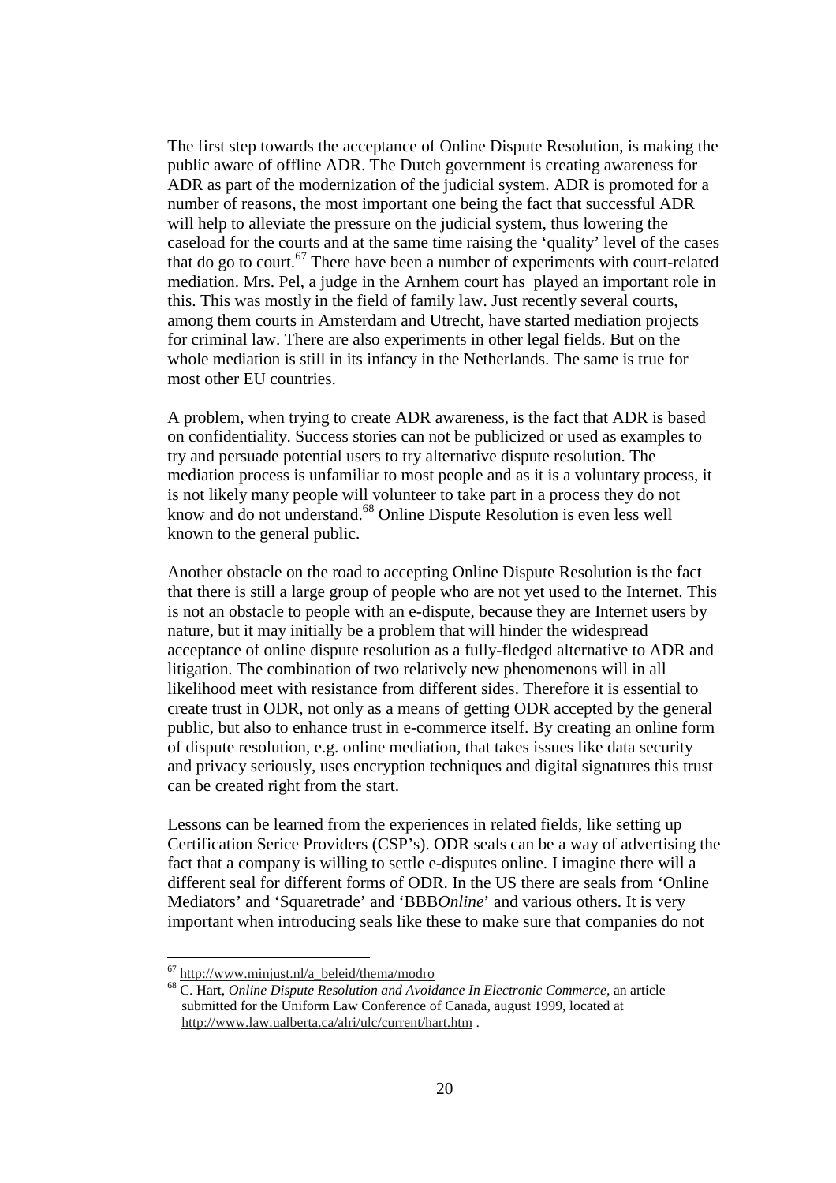The first step towards the acceptance of Online Dispute Resolution, is making the public aware of offline ADR. The Dutch government is creating awareness for ADR as part of the modernization of the judicial system. ADR is promoted for a number of reasons, the most important one being the fact that successful ADR will help to alleviate the pressure on the judicial system, thus lowering the caseload for the courts and at the same time raising the 'quality' level of the cases that do go to court.[67] There have been a number of experiments with court-related mediation. Mrs. Pel, a judge in the Arnhem court has played an important role in this. This was mostly in the field of family law. Just recently several courts, among them courts in Amsterdam and Utrecht, have started mediation projects for criminal law. There are also experiments in other legal fields. But on the whole mediation is still in its infancy in the Netherlands. The same is true for most other EU countries.

A problem, when trying to create ADR awareness, is the fact that ADR is based on confidentiality. Success stories can not be publicized or used as examples to try and persuade potential users to try alternative dispute resolution. The mediation process is unfamiliar to most people and as it is a voluntary process, it is not likely many people will volunteer to take part in a process they do not know and do not understand.[68] Online Dispute Resolution is even less well known to the general public.

Another obstacle on the road to accepting Online Dispute Resolution is the fact that there is still a large group of people who are not yet used to the Internet. This is not an obstacle to people with an e-dispute, because they are Internet users by nature, but it may initially be a problem that will hinder the widespread acceptance of online dispute resolution as a fully-fledged alternative to ADR and litigation. The combination of two relatively new phenomenons will in all likelihood meet with resistance from different sides. Therefore it is essential to create trust in ODR, not only as a means of getting ODR accepted by the general public, but also to enhance trust in e-commerce itself. By creating an online form of dispute resolution, e.g. online mediation, that takes issues like data security and privacy seriously, uses encryption techniques and digital signatures this trust can be created right from the start.

Lessons can be learned from the experiences in related fields, like setting up Certification Serice Providers (CSP's). ODR seals can be a way of advertising the fact that a company is willing to settle e-disputes online. I imagine there will a different seal for different forms of ODR. In the US there are seals from 'Online Mediators' and 'Squaretrade' and 'BBB*Online*' and various others. It is very important when introducing seals like these to make sure that companies do not

---

[67] http://www.minjust.nl/a_beleid/thema/modro

[68] C. Hart, *Online Dispute Resolution and Avoidance In Electronic Commerce*, an article submitted for the Uniform Law Conference of Canada, august 1999, located at http://www.law.ualberta.ca/alri/ulc/current/hart.htm .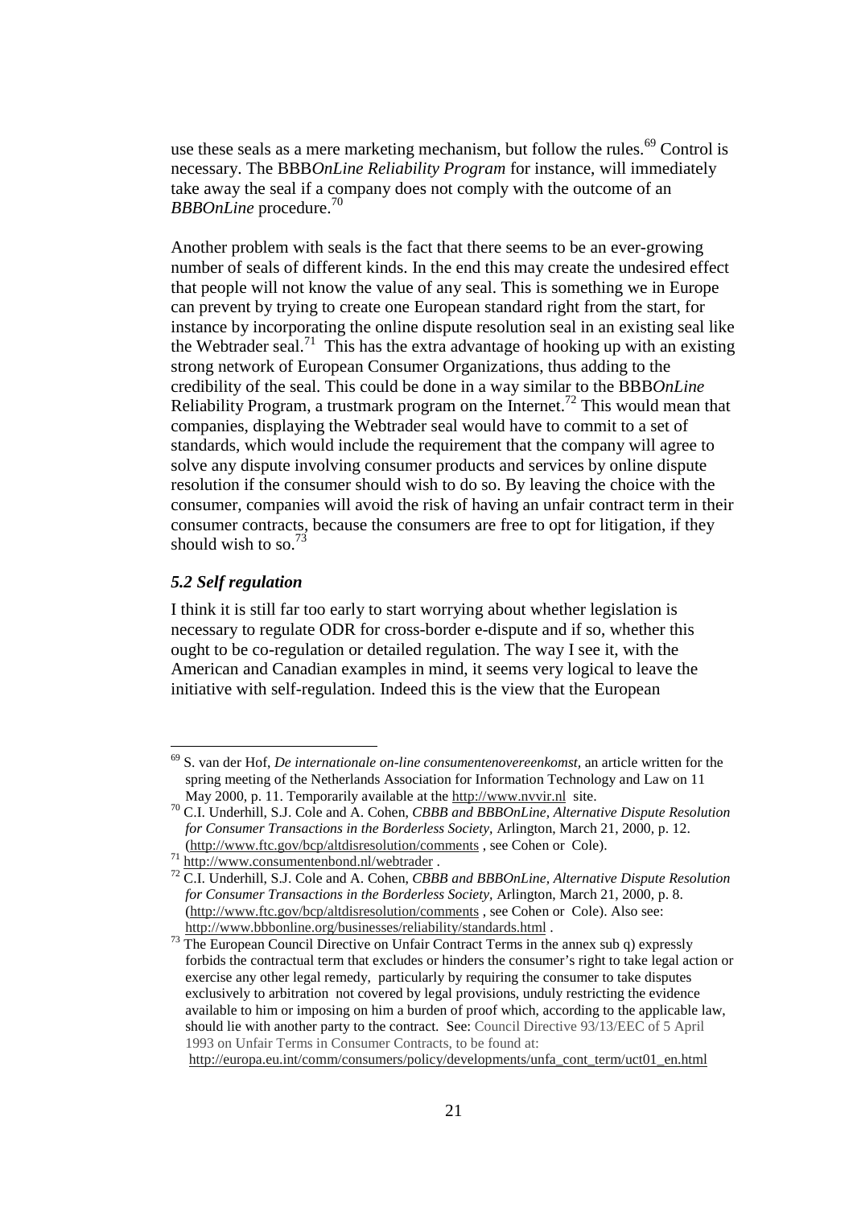use these seals as a mere marketing mechanism, but follow the rules.[69] Control is necessary. The BBB*OnLine Reliability Program* for instance, will immediately take away the seal if a company does not comply with the outcome of an *BBBOnLine* procedure.[70]

Another problem with seals is the fact that there seems to be an ever-growing number of seals of different kinds. In the end this may create the undesired effect that people will not know the value of any seal. This is something we in Europe can prevent by trying to create one European standard right from the start, for instance by incorporating the online dispute resolution seal in an existing seal like the Webtrader seal.[71] This has the extra advantage of hooking up with an existing strong network of European Consumer Organizations, thus adding to the credibility of the seal. This could be done in a way similar to the BBB*OnLine* Reliability Program, a trustmark program on the Internet.[72] This would mean that companies, displaying the Webtrader seal would have to commit to a set of standards, which would include the requirement that the company will agree to solve any dispute involving consumer products and services by online dispute resolution if the consumer should wish to do so. By leaving the choice with the consumer, companies will avoid the risk of having an unfair contract term in their consumer contracts, because the consumers are free to opt for litigation, if they should wish to so.[73]

### *5.2 Self regulation*

I think it is still far too early to start worrying about whether legislation is necessary to regulate ODR for cross-border e-dispute and if so, whether this ought to be co-regulation or detailed regulation. The way I see it, with the American and Canadian examples in mind, it seems very logical to leave the initiative with self-regulation. Indeed this is the view that the European

---

[69] S. van der Hof, *De internationale on-line consumentenovereenkomst,* an article written for the spring meeting of the Netherlands Association for Information Technology and Law on 11 May 2000, p. 11. Temporarily available at the http://www.nvvir.nl site.

[70] C.I. Underhill, S.J. Cole and A. Cohen, *CBBB and BBBOnLine, Alternative Dispute Resolution for Consumer Transactions in the Borderless Society,* Arlington, March 21, 2000, p. 12. (http://www.ftc.gov/bcp/altdisresolution/comments , see Cohen or Cole).

[71] http://www.consumentenbond.nl/webtrader .

[72] C.I. Underhill, S.J. Cole and A. Cohen, *CBBB and BBBOnLine, Alternative Dispute Resolution for Consumer Transactions in the Borderless Society,* Arlington, March 21, 2000, p. 8. (http://www.ftc.gov/bcp/altdisresolution/comments , see Cohen or Cole). Also see: http://www.bbbonline.org/businesses/reliability/standards.html .

[73] The European Council Directive on Unfair Contract Terms in the annex sub q) expressly forbids the contractual term that excludes or hinders the consumer's right to take legal action or exercise any other legal remedy, particularly by requiring the consumer to take disputes exclusively to arbitration not covered by legal provisions, unduly restricting the evidence available to him or imposing on him a burden of proof which, according to the applicable law, should lie with another party to the contract. See: Council Directive 93/13/EEC of 5 April 1993 on Unfair Terms in Consumer Contracts, to be found at: http://europa.eu.int/comm/consumers/policy/developments/unfa_cont_term/uct01_en.html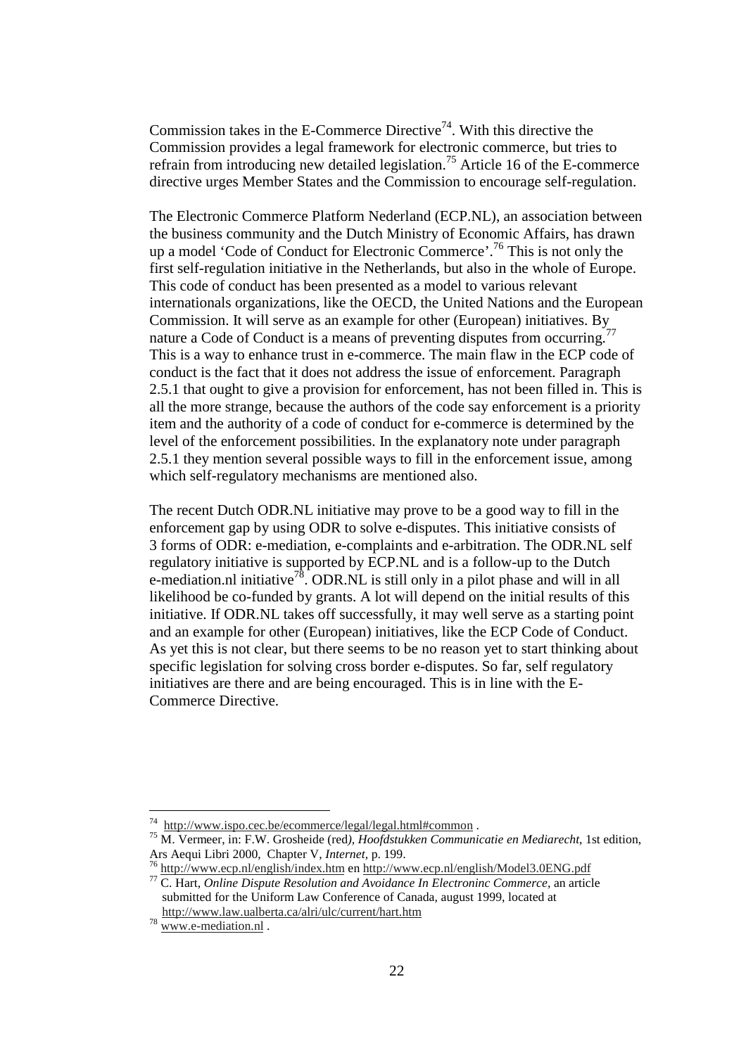Commission takes in the E-Commerce Directive[74]. With this directive the Commission provides a legal framework for electronic commerce, but tries to refrain from introducing new detailed legislation.[75] Article 16 of the E-commerce directive urges Member States and the Commission to encourage self-regulation.

The Electronic Commerce Platform Nederland (ECP.NL), an association between the business community and the Dutch Ministry of Economic Affairs, has drawn up a model 'Code of Conduct for Electronic Commerce'.[76] This is not only the first self-regulation initiative in the Netherlands, but also in the whole of Europe. This code of conduct has been presented as a model to various relevant internationals organizations, like the OECD, the United Nations and the European Commission. It will serve as an example for other (European) initiatives. By nature a Code of Conduct is a means of preventing disputes from occurring.[77] This is a way to enhance trust in e-commerce. The main flaw in the ECP code of conduct is the fact that it does not address the issue of enforcement. Paragraph 2.5.1 that ought to give a provision for enforcement, has not been filled in. This is all the more strange, because the authors of the code say enforcement is a priority item and the authority of a code of conduct for e-commerce is determined by the level of the enforcement possibilities. In the explanatory note under paragraph 2.5.1 they mention several possible ways to fill in the enforcement issue, among which self-regulatory mechanisms are mentioned also.

The recent Dutch ODR.NL initiative may prove to be a good way to fill in the enforcement gap by using ODR to solve e-disputes. This initiative consists of 3 forms of ODR: e-mediation, e-complaints and e-arbitration. The ODR.NL self regulatory initiative is supported by ECP.NL and is a follow-up to the Dutch e-mediation.nl initiative[78]. ODR.NL is still only in a pilot phase and will in all likelihood be co-funded by grants. A lot will depend on the initial results of this initiative. If ODR.NL takes off successfully, it may well serve as a starting point and an example for other (European) initiatives, like the ECP Code of Conduct. As yet this is not clear, but there seems to be no reason yet to start thinking about specific legislation for solving cross border e-disputes. So far, self regulatory initiatives are there and are being encouraged. This is in line with the E-Commerce Directive.

---

[74] http://www.ispo.cec.be/ecommerce/legal/legal.html#common .

[75] M. Vermeer, in: F.W. Grosheide (red), *Hoofdstukken Communicatie en Mediarecht*, 1st edition, Ars Aequi Libri 2000, Chapter V, *Internet*, p. 199.

[76] http://www.ecp.nl/english/index.htm en http://www.ecp.nl/english/Model3.0ENG.pdf

[77] C. Hart, *Online Dispute Resolution and Avoidance In Electroninc Commerce*, an article submitted for the Uniform Law Conference of Canada, august 1999, located at http://www.law.ualberta.ca/alri/ulc/current/hart.htm

[78] www.e-mediation.nl .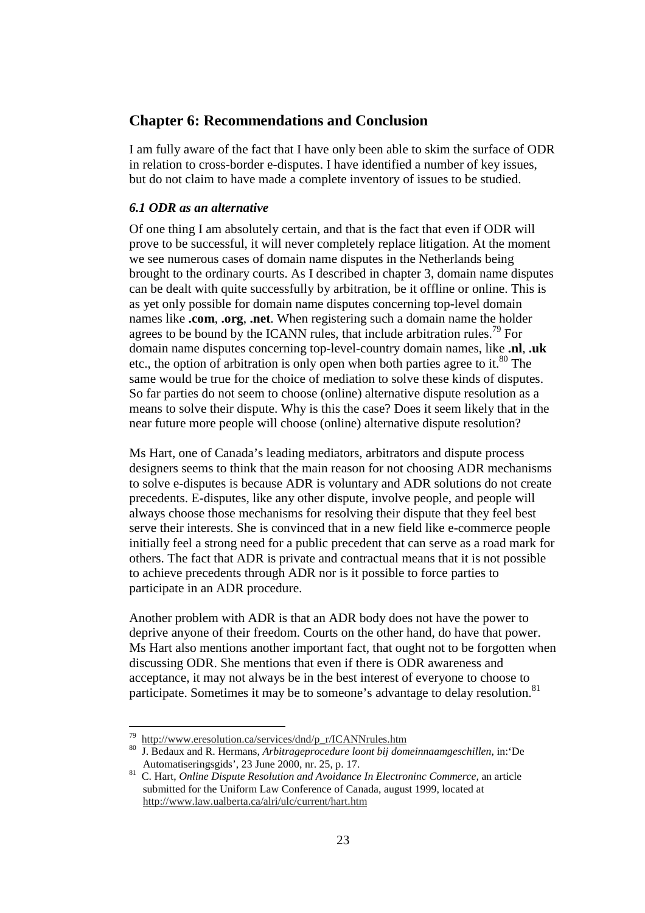## Chapter 6: Recommendations and Conclusion

I am fully aware of the fact that I have only been able to skim the surface of ODR in relation to cross-border e-disputes. I have identified a number of key issues, but do not claim to have made a complete inventory of issues to be studied.

### *6.1 ODR as an alternative*

Of one thing I am absolutely certain, and that is the fact that even if ODR will prove to be successful, it will never completely replace litigation. At the moment we see numerous cases of domain name disputes in the Netherlands being brought to the ordinary courts. As I described in chapter 3, domain name disputes can be dealt with quite successfully by arbitration, be it offline or online. This is as yet only possible for domain name disputes concerning top-level domain names like **.com**, **.org**, **.net**. When registering such a domain name the holder agrees to be bound by the ICANN rules, that include arbitration rules.[79] For domain name disputes concerning top-level-country domain names, like **.nl**, **.uk** etc., the option of arbitration is only open when both parties agree to it.[80] The same would be true for the choice of mediation to solve these kinds of disputes. So far parties do not seem to choose (online) alternative dispute resolution as a means to solve their dispute. Why is this the case? Does it seem likely that in the near future more people will choose (online) alternative dispute resolution?

Ms Hart, one of Canada's leading mediators, arbitrators and dispute process designers seems to think that the main reason for not choosing ADR mechanisms to solve e-disputes is because ADR is voluntary and ADR solutions do not create precedents. E-disputes, like any other dispute, involve people, and people will always choose those mechanisms for resolving their dispute that they feel best serve their interests. She is convinced that in a new field like e-commerce people initially feel a strong need for a public precedent that can serve as a road mark for others. The fact that ADR is private and contractual means that it is not possible to achieve precedents through ADR nor is it possible to force parties to participate in an ADR procedure.

Another problem with ADR is that an ADR body does not have the power to deprive anyone of their freedom. Courts on the other hand, do have that power. Ms Hart also mentions another important fact, that ought not to be forgotten when discussing ODR. She mentions that even if there is ODR awareness and acceptance, it may not always be in the best interest of everyone to choose to participate. Sometimes it may be to someone's advantage to delay resolution.[81]

---

[79] http://www.eresolution.ca/services/dnd/p_r/ICANNrules.htm

[80] J. Bedaux and R. Hermans, *Arbitrageprocedure loont bij domeinnaamgeschillen*, in:'De Automatiseringsgids', 23 June 2000, nr. 25, p. 17.

[81] C. Hart, *Online Dispute Resolution and Avoidance In Electroninc Commerce*, an article submitted for the Uniform Law Conference of Canada, august 1999, located at http://www.law.ualberta.ca/alri/ulc/current/hart.htm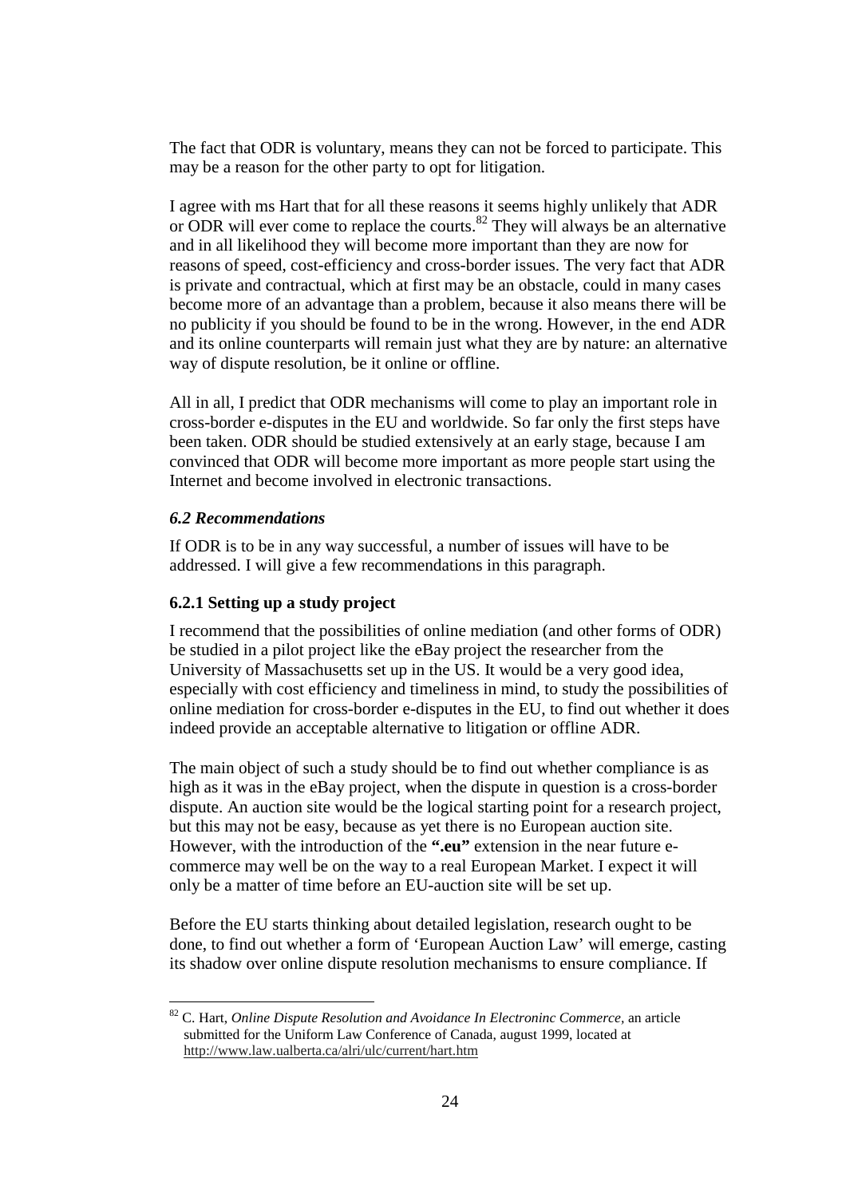The fact that ODR is voluntary, means they can not be forced to participate. This may be a reason for the other party to opt for litigation.

I agree with ms Hart that for all these reasons it seems highly unlikely that ADR or ODR will ever come to replace the courts.[82] They will always be an alternative and in all likelihood they will become more important than they are now for reasons of speed, cost-efficiency and cross-border issues. The very fact that ADR is private and contractual, which at first may be an obstacle, could in many cases become more of an advantage than a problem, because it also means there will be no publicity if you should be found to be in the wrong. However, in the end ADR and its online counterparts will remain just what they are by nature: an alternative way of dispute resolution, be it online or offline.

All in all, I predict that ODR mechanisms will come to play an important role in cross-border e-disputes in the EU and worldwide. So far only the first steps have been taken. ODR should be studied extensively at an early stage, because I am convinced that ODR will become more important as more people start using the Internet and become involved in electronic transactions.

### *6.2 Recommendations*

If ODR is to be in any way successful, a number of issues will have to be addressed. I will give a few recommendations in this paragraph.

#### **6.2.1 Setting up a study project**

I recommend that the possibilities of online mediation (and other forms of ODR) be studied in a pilot project like the eBay project the researcher from the University of Massachusetts set up in the US. It would be a very good idea, especially with cost efficiency and timeliness in mind, to study the possibilities of online mediation for cross-border e-disputes in the EU, to find out whether it does indeed provide an acceptable alternative to litigation or offline ADR.

The main object of such a study should be to find out whether compliance is as high as it was in the eBay project, when the dispute in question is a cross-border dispute. An auction site would be the logical starting point for a research project, but this may not be easy, because as yet there is no European auction site. However, with the introduction of the **".eu"** extension in the near future e-commerce may well be on the way to a real European Market. I expect it will only be a matter of time before an EU-auction site will be set up.

Before the EU starts thinking about detailed legislation, research ought to be done, to find out whether a form of 'European Auction Law' will emerge, casting its shadow over online dispute resolution mechanisms to ensure compliance. If

---

[82] C. Hart, *Online Dispute Resolution and Avoidance In Electroninc Commerce,* an article submitted for the Uniform Law Conference of Canada, august 1999, located at http://www.law.ualberta.ca/alri/ulc/current/hart.htm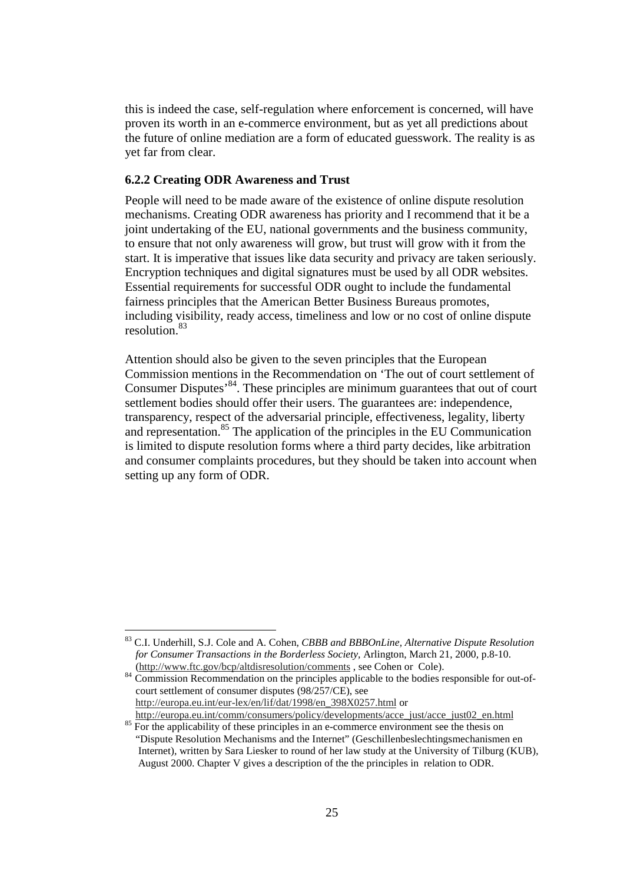this is indeed the case, self-regulation where enforcement is concerned, will have proven its worth in an e-commerce environment, but as yet all predictions about the future of online mediation are a form of educated guesswork. The reality is as yet far from clear.

### 6.2.2 Creating ODR Awareness and Trust

People will need to be made aware of the existence of online dispute resolution mechanisms. Creating ODR awareness has priority and I recommend that it be a joint undertaking of the EU, national governments and the business community, to ensure that not only awareness will grow, but trust will grow with it from the start. It is imperative that issues like data security and privacy are taken seriously. Encryption techniques and digital signatures must be used by all ODR websites. Essential requirements for successful ODR ought to include the fundamental fairness principles that the American Better Business Bureaus promotes, including visibility, ready access, timeliness and low or no cost of online dispute resolution.[83]

Attention should also be given to the seven principles that the European Commission mentions in the Recommendation on 'The out of court settlement of Consumer Disputes'[84]. These principles are minimum guarantees that out of court settlement bodies should offer their users. The guarantees are: independence, transparency, respect of the adversarial principle, effectiveness, legality, liberty and representation.[85] The application of the principles in the EU Communication is limited to dispute resolution forms where a third party decides, like arbitration and consumer complaints procedures, but they should be taken into account when setting up any form of ODR.

---

[83] C.I. Underhill, S.J. Cole and A. Cohen, *CBBB and BBBOnLine, Alternative Dispute Resolution for Consumer Transactions in the Borderless Society*, Arlington, March 21, 2000, p.8-10. (http://www.ftc.gov/bcp/altdisresolution/comments , see Cohen or Cole).

[84] Commission Recommendation on the principles applicable to the bodies responsible for out-of-court settlement of consumer disputes (98/257/CE), see http://europa.eu.int/eur-lex/en/lif/dat/1998/en_398X0257.html or http://europa.eu.int/comm/consumers/policy/developments/acce_just/acce_just02_en.html

[85] For the applicability of these principles in an e-commerce environment see the thesis on "Dispute Resolution Mechanisms and the Internet" (Geschillenbeslechtingsmechanismen en Internet), written by Sara Liesker to round of her law study at the University of Tilburg (KUB), August 2000. Chapter V gives a description of the the principles in relation to ODR.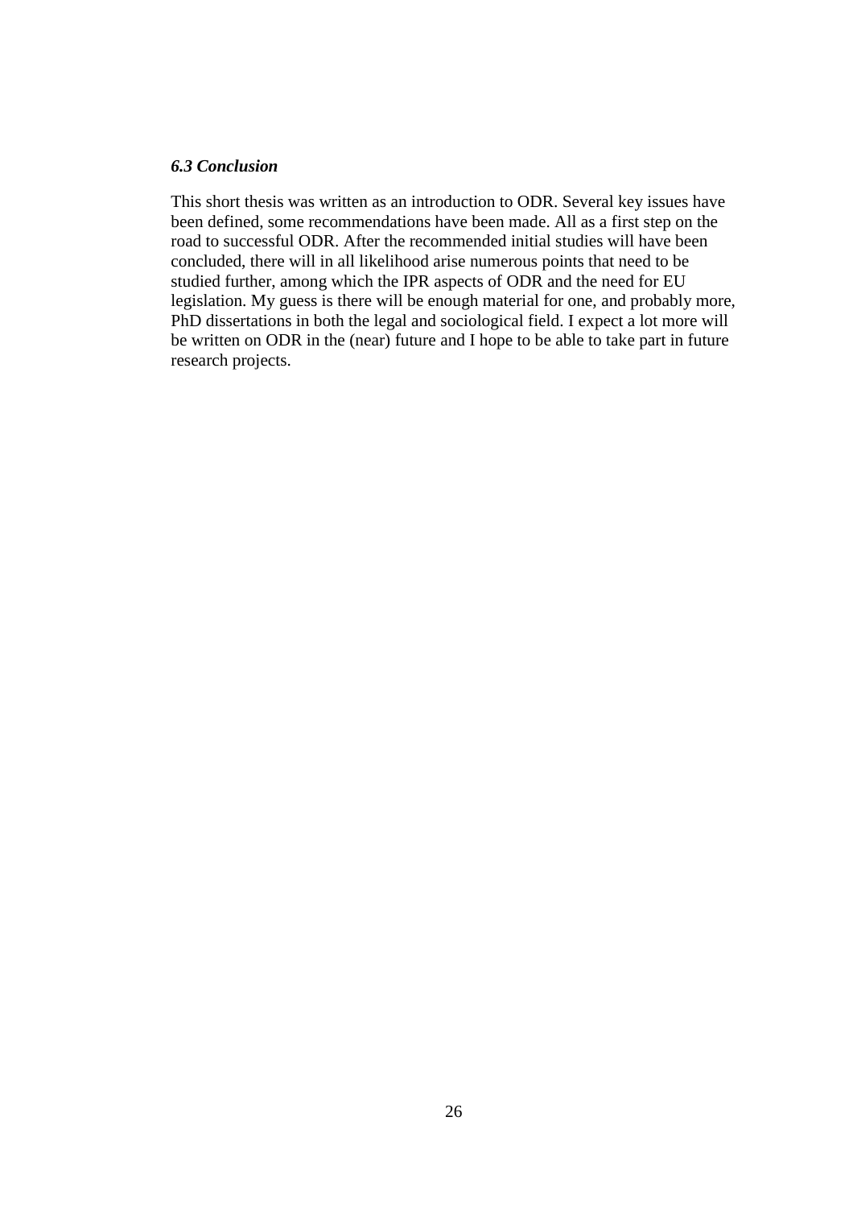### *6.3 Conclusion*

This short thesis was written as an introduction to ODR. Several key issues have been defined, some recommendations have been made. All as a first step on the road to successful ODR. After the recommended initial studies will have been concluded, there will in all likelihood arise numerous points that need to be studied further, among which the IPR aspects of ODR and the need for EU legislation. My guess is there will be enough material for one, and probably more, PhD dissertations in both the legal and sociological field. I expect a lot more will be written on ODR in the (near) future and I hope to be able to take part in future research projects.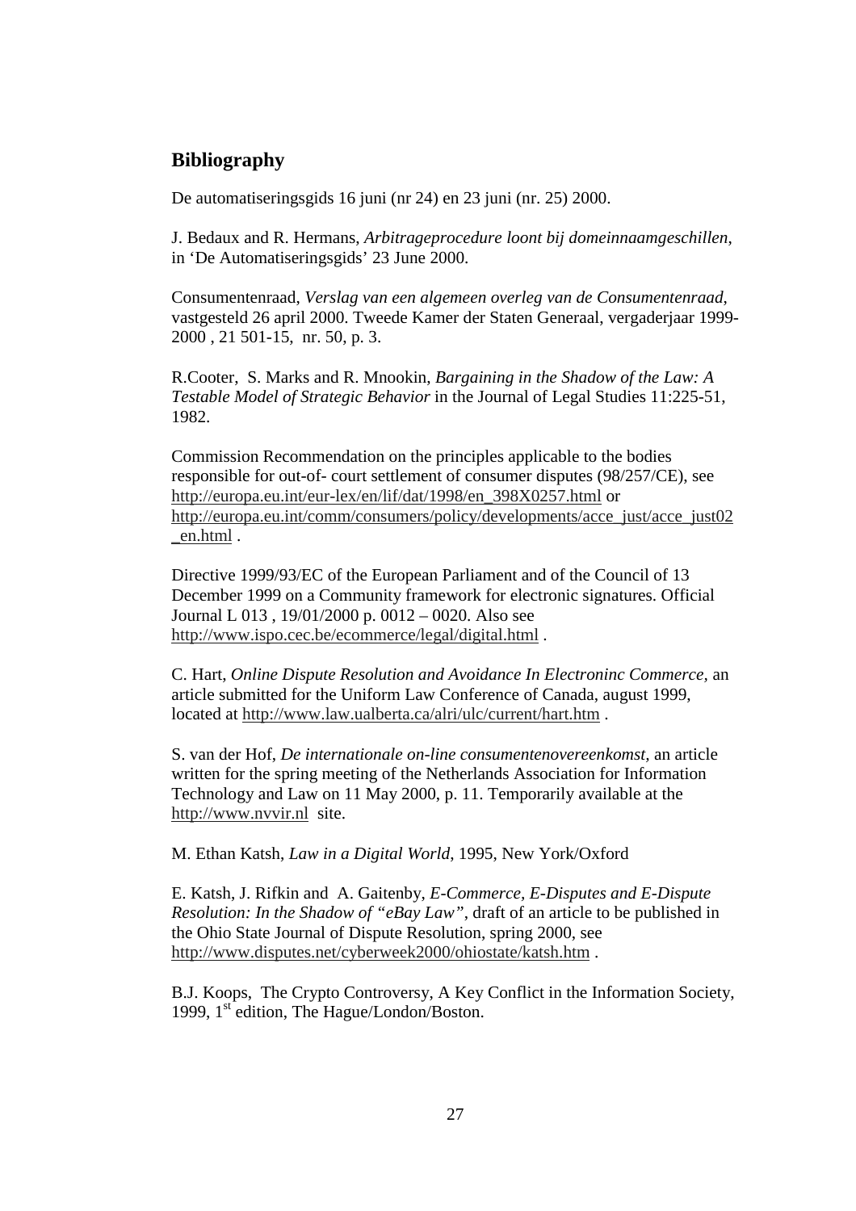## Bibliography

De automatiseringsgids 16 juni (nr 24) en 23 juni (nr. 25) 2000.

J. Bedaux and R. Hermans, *Arbitrageprocedure loont bij domeinnaamgeschillen*, in 'De Automatiseringsgids' 23 June 2000.

Consumentenraad, *Verslag van een algemeen overleg van de Consumentenraad*, vastgesteld 26 april 2000. Tweede Kamer der Staten Generaal, vergaderjaar 1999-2000 , 21 501-15, nr. 50, p. 3.

R.Cooter, S. Marks and R. Mnookin, *Bargaining in the Shadow of the Law: A Testable Model of Strategic Behavior* in the Journal of Legal Studies 11:225-51, 1982.

Commission Recommendation on the principles applicable to the bodies responsible for out-of- court settlement of consumer disputes (98/257/CE), see http://europa.eu.int/eur-lex/en/lif/dat/1998/en_398X0257.html or http://europa.eu.int/comm/consumers/policy/developments/acce_just/acce_just02_en.html .

Directive 1999/93/EC of the European Parliament and of the Council of 13 December 1999 on a Community framework for electronic signatures. Official Journal L 013 , 19/01/2000 p. 0012 – 0020. Also see http://www.ispo.cec.be/ecommerce/legal/digital.html .

C. Hart, *Online Dispute Resolution and Avoidance In Electroninc Commerce,* an article submitted for the Uniform Law Conference of Canada, august 1999, located at http://www.law.ualberta.ca/alri/ulc/current/hart.htm .

S. van der Hof, *De internationale on-line consumentenovereenkomst,* an article written for the spring meeting of the Netherlands Association for Information Technology and Law on 11 May 2000, p. 11. Temporarily available at the http://www.nvvir.nl site.

M. Ethan Katsh, *Law in a Digital World*, 1995, New York/Oxford

E. Katsh, J. Rifkin and A. Gaitenby, *E-Commerce, E-Disputes and E-Dispute Resolution: In the Shadow of "eBay Law"*, draft of an article to be published in the Ohio State Journal of Dispute Resolution, spring 2000, see http://www.disputes.net/cyberweek2000/ohiostate/katsh.htm .

B.J. Koops, The Crypto Controversy, A Key Conflict in the Information Society, 1999, 1st edition, The Hague/London/Boston.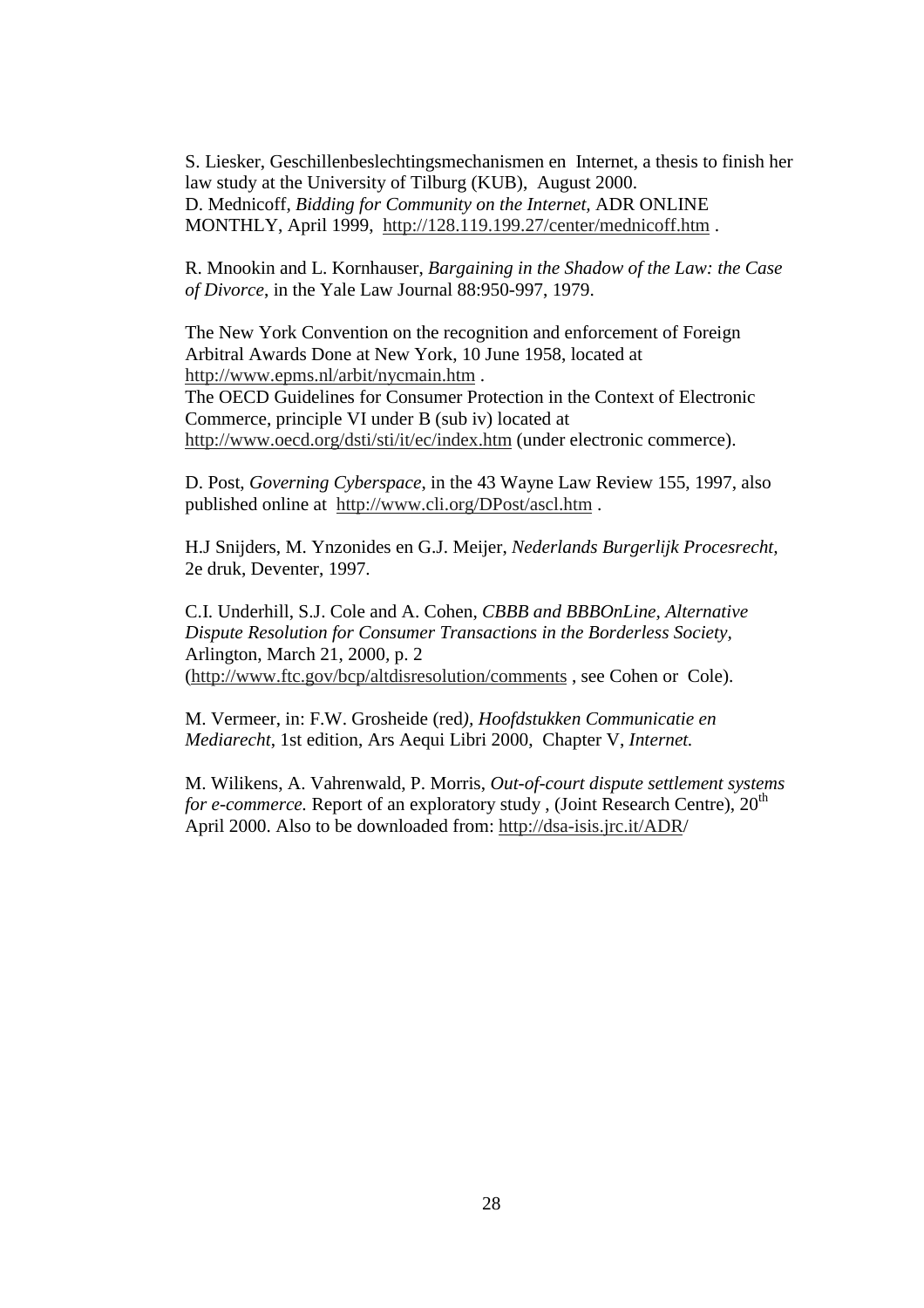S. Liesker, Geschillenbeslechtingsmechanismen en Internet, a thesis to finish her law study at the University of Tilburg (KUB), August 2000.
D. Mednicoff, *Bidding for Community on the Internet,* ADR ONLINE MONTHLY, April 1999, http://128.119.199.27/center/mednicoff.htm .

R. Mnookin and L. Kornhauser, *Bargaining in the Shadow of the Law: the Case of Divorce*, in the Yale Law Journal 88:950-997, 1979.

The New York Convention on the recognition and enforcement of Foreign Arbitral Awards Done at New York, 10 June 1958, located at http://www.epms.nl/arbit/nycmain.htm .
The OECD Guidelines for Consumer Protection in the Context of Electronic Commerce, principle VI under B (sub iv) located at http://www.oecd.org/dsti/sti/it/ec/index.htm (under electronic commerce).

D. Post, *Governing Cyberspace*, in the 43 Wayne Law Review 155, 1997, also published online at http://www.cli.org/DPost/ascl.htm .

H.J Snijders, M. Ynzonides en G.J. Meijer, *Nederlands Burgerlijk Procesrecht,* 2e druk, Deventer, 1997.

C.I. Underhill, S.J. Cole and A. Cohen, *CBBB and BBBOnLine, Alternative Dispute Resolution for Consumer Transactions in the Borderless Society,* Arlington, March 21, 2000, p. 2 (http://www.ftc.gov/bcp/altdisresolution/comments , see Cohen or Cole).

M. Vermeer, in: F.W. Grosheide (red*), Hoofdstukken Communicatie en Mediarecht*, 1st edition, Ars Aequi Libri 2000, Chapter V, *Internet.*

M. Wilikens, A. Vahrenwald, P. Morris, *Out-of-court dispute settlement systems for e-commerce.* Report of an exploratory study , (Joint Research Centre), 20th April 2000. Also to be downloaded from: http://dsa-isis.jrc.it/ADR/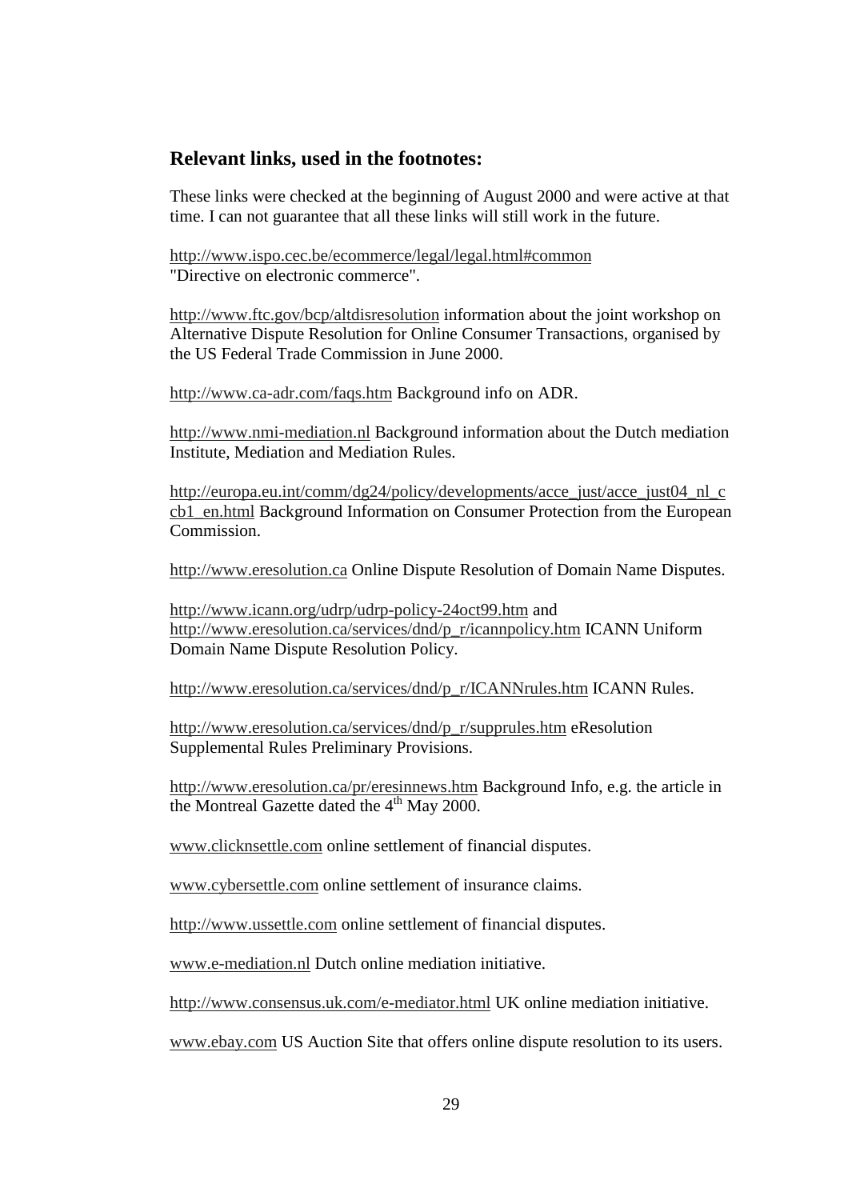## Relevant links, used in the footnotes:

These links were checked at the beginning of August 2000 and were active at that time. I can not guarantee that all these links will still work in the future.

http://www.ispo.cec.be/ecommerce/legal/legal.html#common
"Directive on electronic commerce".

http://www.ftc.gov/bcp/altdisresolution information about the joint workshop on Alternative Dispute Resolution for Online Consumer Transactions, organised by the US Federal Trade Commission in June 2000.

http://www.ca-adr.com/faqs.htm Background info on ADR.

http://www.nmi-mediation.nl Background information about the Dutch mediation Institute, Mediation and Mediation Rules.

http://europa.eu.int/comm/dg24/policy/developments/acce_just/acce_just04_nl_ccb1_en.html Background Information on Consumer Protection from the European Commission.

http://www.eresolution.ca Online Dispute Resolution of Domain Name Disputes.

http://www.icann.org/udrp/udrp-policy-24oct99.htm and
http://www.eresolution.ca/services/dnd/p_r/icannpolicy.htm ICANN Uniform Domain Name Dispute Resolution Policy.

http://www.eresolution.ca/services/dnd/p_r/ICANNrules.htm ICANN Rules.

http://www.eresolution.ca/services/dnd/p_r/supprules.htm eResolution Supplemental Rules Preliminary Provisions.

http://www.eresolution.ca/pr/eresinnews.htm Background Info, e.g. the article in the Montreal Gazette dated the 4th May 2000.

www.clicknsettle.com online settlement of financial disputes.

www.cybersettle.com online settlement of insurance claims.

http://www.ussettle.com online settlement of financial disputes.

www.e-mediation.nl Dutch online mediation initiative.

http://www.consensus.uk.com/e-mediator.html UK online mediation initiative.

www.ebay.com US Auction Site that offers online dispute resolution to its users.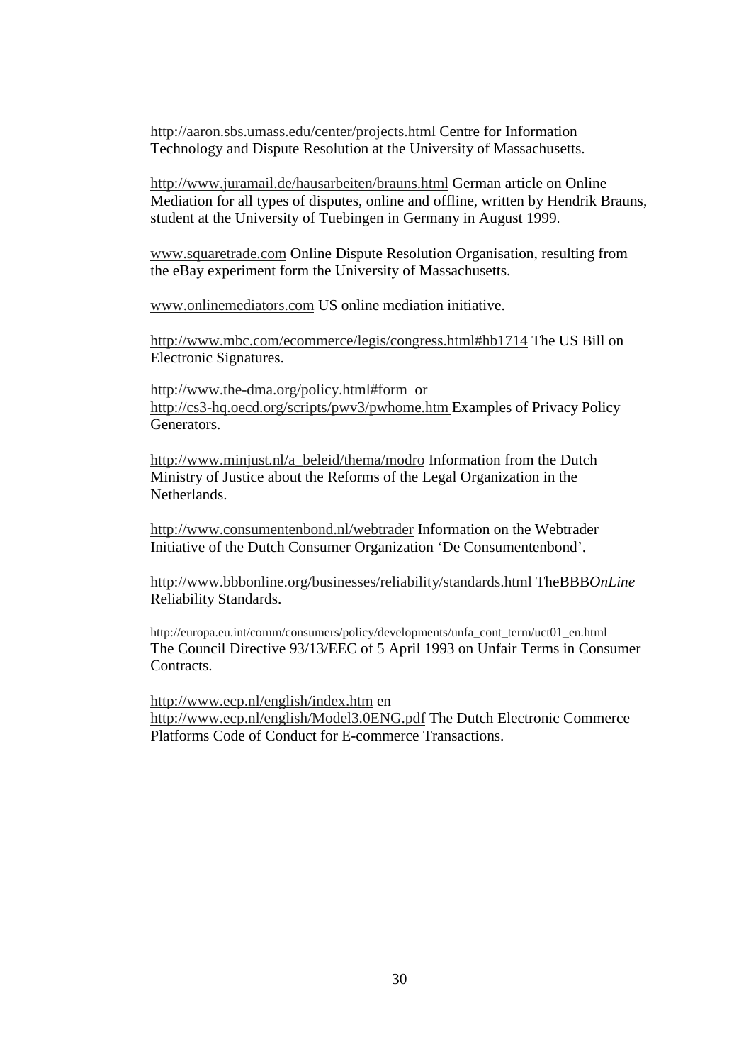http://aaron.sbs.umass.edu/center/projects.html Centre for Information Technology and Dispute Resolution at the University of Massachusetts.

http://www.juramail.de/hausarbeiten/brauns.html German article on Online Mediation for all types of disputes, online and offline, written by Hendrik Brauns, student at the University of Tuebingen in Germany in August 1999.

www.squaretrade.com Online Dispute Resolution Organisation, resulting from the eBay experiment form the University of Massachusetts.

www.onlinemediators.com US online mediation initiative.

http://www.mbc.com/ecommerce/legis/congress.html#hb1714 The US Bill on Electronic Signatures.

http://www.the-dma.org/policy.html#form or http://cs3-hq.oecd.org/scripts/pwv3/pwhome.htm Examples of Privacy Policy Generators.

http://www.minjust.nl/a_beleid/thema/modro Information from the Dutch Ministry of Justice about the Reforms of the Legal Organization in the Netherlands.

http://www.consumentenbond.nl/webtrader Information on the Webtrader Initiative of the Dutch Consumer Organization 'De Consumentenbond'.

http://www.bbbonline.org/businesses/reliability/standards.html TheBBB*OnLine* Reliability Standards.

http://europa.eu.int/comm/consumers/policy/developments/unfa_cont_term/uct01_en.html The Council Directive 93/13/EEC of 5 April 1993 on Unfair Terms in Consumer Contracts.

http://www.ecp.nl/english/index.htm en http://www.ecp.nl/english/Model3.0ENG.pdf The Dutch Electronic Commerce Platforms Code of Conduct for E-commerce Transactions.